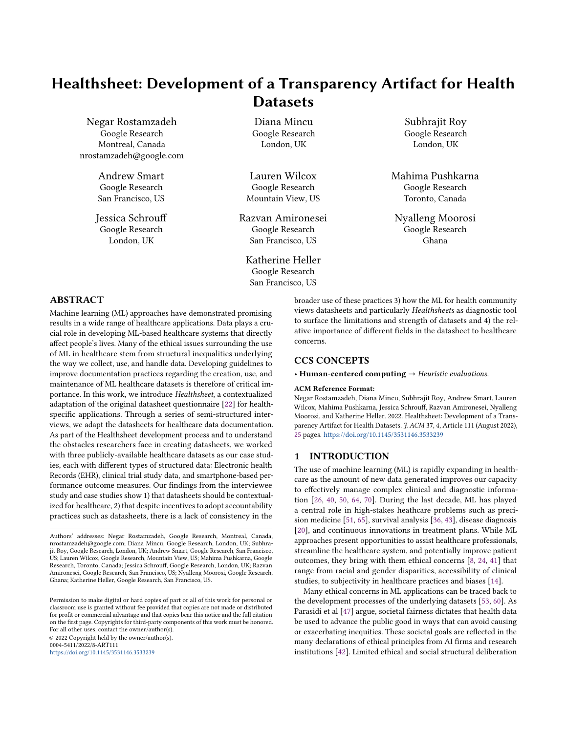# Healthsheet: Development of a Transparency Artifact for Health Datasets

Negar Rostamzadeh
Google Research
Montreal, Canada
nrostamzadeh@google.com

Diana Mincu
Google Research
London, UK

Subhrajit Roy
Google Research
London, UK

Andrew Smart
Google Research
San Francisco, US

Lauren Wilcox
Google Research
Mountain View, US

Mahima Pushkarna
Google Research
Toronto, Canada

Jessica Schrouff
Google Research
London, UK

Razvan Amironesei
Google Research
San Francisco, US

Nyalleng Moorosi
Google Research
Ghana

Katherine Heller
Google Research
San Francisco, US

## ABSTRACT

Machine learning (ML) approaches have demonstrated promising results in a wide range of healthcare applications. Data plays a crucial role in developing ML-based healthcare systems that directly affect people's lives. Many of the ethical issues surrounding the use of ML in healthcare stem from structural inequalities underlying the way we collect, use, and handle data. Developing guidelines to improve documentation practices regarding the creation, use, and maintenance of ML healthcare datasets is therefore of critical importance. In this work, we introduce *Healthsheet*, a contextualized adaptation of the original datasheet questionnaire [22] for health-specific applications. Through a series of semi-structured interviews, we adapt the datasheets for healthcare data documentation. As part of the Healthsheet development process and to understand the obstacles researchers face in creating datasheets, we worked with three publicly-available healthcare datasets as our case studies, each with different types of structured data: Electronic health Records (EHR), clinical trial study data, and smartphone-based performance outcome measures. Our findings from the interviewee study and case studies show 1) that datasheets should be contextualized for healthcare, 2) that despite incentives to adopt accountability practices such as datasheets, there is a lack of consistency in the broader use of these practices 3) how the ML for health community views datasheets and particularly *Healthsheets* as diagnostic tool to surface the limitations and strength of datasets and 4) the relative importance of different fields in the datasheet to healthcare concerns.

## CCS CONCEPTS

• **Human-centered computing** → *Heuristic evaluations.*

**ACM Reference Format:**
Negar Rostamzadeh, Diana Mincu, Subhrajit Roy, Andrew Smart, Lauren Wilcox, Mahima Pushkarna, Jessica Schrouff, Razvan Amironesei, Nyalleng Moorosi, and Katherine Heller. 2022. Healthsheet: Development of a Transparency Artifact for Health Datasets. *J. ACM* 37, 4, Article 111 (August 2022), 25 pages. https://doi.org/10.1145/3531146.3533239

Authors' addresses: Negar Rostamzadeh, Google Research, Montreal, Canada, nrostamzadeh@google.com; Diana Mincu, Google Research, London, UK; Subhrajit Roy, Google Research, London, UK; Andrew Smart, Google Research, San Francisco, US; Lauren Wilcox, Google Research, Mountain View, US; Mahima Pushkarna, Google Research, Toronto, Canada; Jessica Schrouff, Google Research, London, UK; Razvan Amironesei, Google Research, San Francisco, US; Nyalleng Moorosi, Google Research, Ghana; Katherine Heller, Google Research, San Francisco, US.

Permission to make digital or hard copies of part or all of this work for personal or classroom use is granted without fee provided that copies are not made or distributed for profit or commercial advantage and that copies bear this notice and the full citation on the first page. Copyrights for third-party components of this work must be honored. For all other uses, contact the owner/author(s).
© 2022 Copyright held by the owner/author(s).
0004-5411/2022/8-ART111
https://doi.org/10.1145/3531146.3533239

## 1 INTRODUCTION

The use of machine learning (ML) is rapidly expanding in healthcare as the amount of new data generated improves our capacity to effectively manage complex clinical and diagnostic information [26, 40, 50, 64, 70]. During the last decade, ML has played a central role in high-stakes heathcare problems such as precision medicine [51, 65], survival analysis [36, 43], disease diagnosis [20], and continuous innovations in treatment plans. While ML approaches present opportunities to assist healthcare professionals, streamline the healthcare system, and potentially improve patient outcomes, they bring with them ethical concerns [8, 24, 41] that range from racial and gender disparities, accessibility of clinical studies, to subjectivity in healthcare practices and biases [14].

Many ethical concerns in ML applications can be traced back to the development processes of the underlying datasets [53, 60]. As Parasidi et al [47] argue, societal fairness dictates that health data be used to advance the public good in ways that can avoid causing or exacerbating inequities. These societal goals are reflected in the many declarations of ethical principles from AI firms and research institutions [42]. Limited ethical and social structural deliberation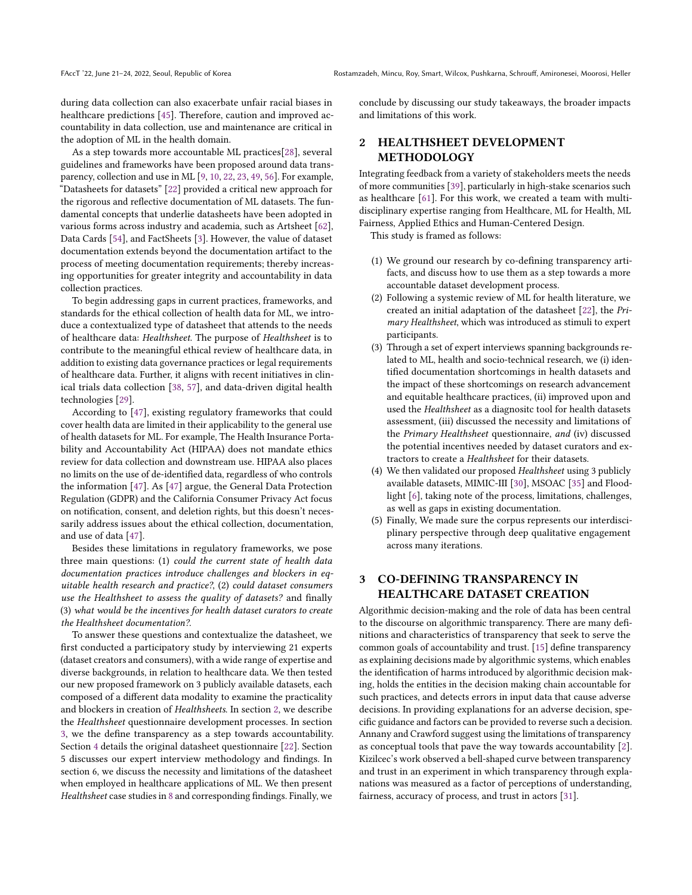during data collection can also exacerbate unfair racial biases in healthcare predictions [45]. Therefore, caution and improved accountability in data collection, use and maintenance are critical in the adoption of ML in the health domain.

As a step towards more accountable ML practices[28], several guidelines and frameworks have been proposed around data transparency, collection and use in ML [9, 10, 22, 23, 49, 56]. For example, "Datasheets for datasets" [22] provided a critical new approach for the rigorous and reflective documentation of ML datasets. The fundamental concepts that underlie datasheets have been adopted in various forms across industry and academia, such as Artsheet [62], Data Cards [54], and FactSheets [3]. However, the value of dataset documentation extends beyond the documentation artifact to the process of meeting documentation requirements; thereby increasing opportunities for greater integrity and accountability in data collection practices.

To begin addressing gaps in current practices, frameworks, and standards for the ethical collection of health data for ML, we introduce a contextualized type of datasheet that attends to the needs of healthcare data: *Healthsheet*. The purpose of *Healthsheet* is to contribute to the meaningful ethical review of healthcare data, in addition to existing data governance practices or legal requirements of healthcare data. Further, it aligns with recent initiatives in clinical trials data collection [38, 57], and data-driven digital health technologies [29].

According to [47], existing regulatory frameworks that could cover health data are limited in their applicability to the general use of health datasets for ML. For example, The Health Insurance Portability and Accountability Act (HIPAA) does not mandate ethics review for data collection and downstream use. HIPAA also places no limits on the use of de-identified data, regardless of who controls the information [47]. As [47] argue, the General Data Protection Regulation (GDPR) and the California Consumer Privacy Act focus on notification, consent, and deletion rights, but this doesn't necessarily address issues about the ethical collection, documentation, and use of data [47].

Besides these limitations in regulatory frameworks, we pose three main questions: (1) *could the current state of health data documentation practices introduce challenges and blockers in equitable health research and practice?*, (2) *could dataset consumers use the Healthsheet to assess the quality of datasets?* and finally (3) *what would be the incentives for health dataset curators to create the Healthsheet documentation?*.

To answer these questions and contextualize the datasheet, we first conducted a participatory study by interviewing 21 experts (dataset creators and consumers), with a wide range of expertise and diverse backgrounds, in relation to healthcare data. We then tested our new proposed framework on 3 publicly available datasets, each composed of a different data modality to examine the practicality and blockers in creation of *Healthsheets*. In section 2, we describe the *Healthsheet* questionnaire development processes. In section 3, we the define transparency as a step towards accountability. Section 4 details the original datasheet questionnaire [22]. Section 5 discusses our expert interview methodology and findings. In section 6, we discuss the necessity and limitations of the datasheet when employed in healthcare applications of ML. We then present *Healthsheet* case studies in 8 and corresponding findings. Finally, we conclude by discussing our study takeaways, the broader impacts and limitations of this work.

## 2 HEALTHSHEET DEVELOPMENT METHODOLOGY

Integrating feedback from a variety of stakeholders meets the needs of more communities [39], particularly in high-stake scenarios such as healthcare [61]. For this work, we created a team with multidisciplinary expertise ranging from Healthcare, ML for Health, ML Fairness, Applied Ethics and Human-Centered Design.

This study is framed as follows:

1. We ground our research by co-defining transparency artifacts, and discuss how to use them as a step towards a more accountable dataset development process.
2. Following a systemic review of ML for health literature, we created an initial adaptation of the datasheet [22], the *Primary Healthsheet*, which was introduced as stimuli to expert participants.
3. Through a set of expert interviews spanning backgrounds related to ML, health and socio-technical research, we (i) identified documentation shortcomings in health datasets and the impact of these shortcomings on research advancement and equitable healthcare practices, (ii) improved upon and used the *Healthsheet* as a diagnositc tool for health datasets assessment, (iii) discussed the necessity and limitations of the *Primary Healthsheet* questionnaire, *and* (iv) discussed the potential incentives needed by dataset curators and extractors to create a *Healthsheet* for their datasets.
4. We then validated our proposed *Healthsheet* using 3 publicly available datasets, MIMIC-III [30], MSOAC [35] and Floodlight [6], taking note of the process, limitations, challenges, as well as gaps in existing documentation.
5. Finally, We made sure the corpus represents our interdisciplinary perspective through deep qualitative engagement across many iterations.

## 3 CO-DEFINING TRANSPARENCY IN HEALTHCARE DATASET CREATION

Algorithmic decision-making and the role of data has been central to the discourse on algorithmic transparency. There are many definitions and characteristics of transparency that seek to serve the common goals of accountability and trust. [15] define transparency as explaining decisions made by algorithmic systems, which enables the identification of harms introduced by algorithmic decision making, holds the entities in the decision making chain accountable for such practices, and detects errors in input data that cause adverse decisions. In providing explanations for an adverse decision, specific guidance and factors can be provided to reverse such a decision. Annany and Crawford suggest using the limitations of transparency as conceptual tools that pave the way towards accountability [2]. Kizilcec's work observed a bell-shaped curve between transparency and trust in an experiment in which transparency through explanations was measured as a factor of perceptions of understanding, fairness, accuracy of process, and trust in actors [31].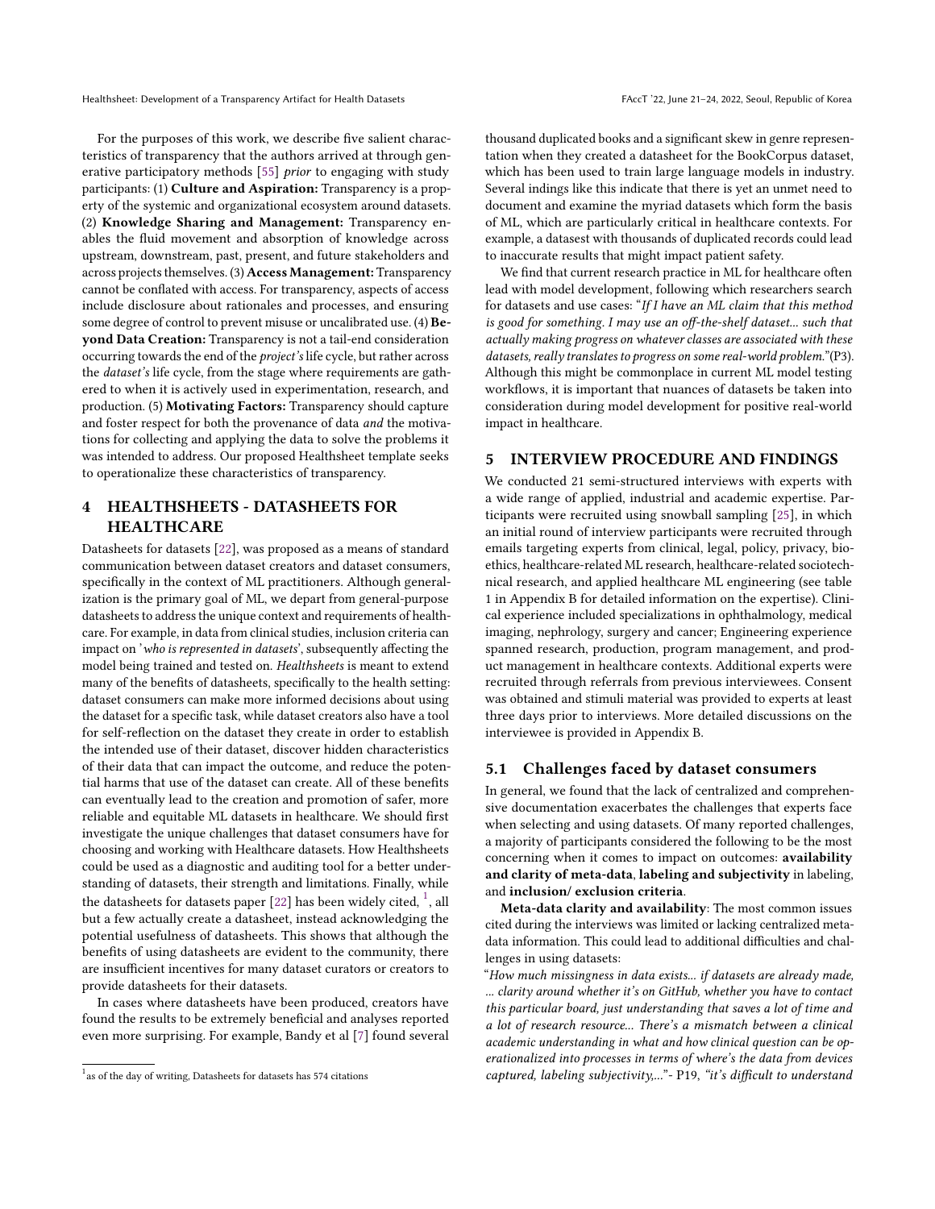For the purposes of this work, we describe five salient characteristics of transparency that the authors arrived at through generative participatory methods [55] *prior* to engaging with study participants: (1) **Culture and Aspiration:** Transparency is a property of the systemic and organizational ecosystem around datasets. (2) **Knowledge Sharing and Management:** Transparency enables the fluid movement and absorption of knowledge across upstream, downstream, past, present, and future stakeholders and across projects themselves. (3) **Access Management:** Transparency cannot be conflated with access. For transparency, aspects of access include disclosure about rationales and processes, and ensuring some degree of control to prevent misuse or uncalibrated use. (4) **Beyond Data Creation:** Transparency is not a tail-end consideration occurring towards the end of the *project's* life cycle, but rather across the *dataset's* life cycle, from the stage where requirements are gathered to when it is actively used in experimentation, research, and production. (5) **Motivating Factors:** Transparency should capture and foster respect for both the provenance of data *and* the motivations for collecting and applying the data to solve the problems it was intended to address. Our proposed Healthsheet template seeks to operationalize these characteristics of transparency.

# 4 HEALTHSHEETS - DATASHEETS FOR HEALTHCARE

Datasheets for datasets [22], was proposed as a means of standard communication between dataset creators and dataset consumers, specifically in the context of ML practitioners. Although generalization is the primary goal of ML, we depart from general-purpose datasheets to address the unique context and requirements of healthcare. For example, in data from clinical studies, inclusion criteria can impact on '*who is represented in datasets*', subsequently affecting the model being trained and tested on. *Healthsheets* is meant to extend many of the benefits of datasheets, specifically to the health setting: dataset consumers can make more informed decisions about using the dataset for a specific task, while dataset creators also have a tool for self-reflection on the dataset they create in order to establish the intended use of their dataset, discover hidden characteristics of their data that can impact the outcome, and reduce the potential harms that use of the dataset can create. All of these benefits can eventually lead to the creation and promotion of safer, more reliable and equitable ML datasets in healthcare. We should first investigate the unique challenges that dataset consumers have for choosing and working with Healthcare datasets. How Healthsheets could be used as a diagnostic and auditing tool for a better understanding of datasets, their strength and limitations. Finally, while the datasheets for datasets paper [22] has been widely cited, [1], all but a few actually create a datasheet, instead acknowledging the potential usefulness of datasheets. This shows that although the benefits of using datasheets are evident to the community, there are insufficient incentives for many dataset curators or creators to provide datasheets for their datasets.

In cases where datasheets have been produced, creators have found the results to be extremely beneficial and analyses reported even more surprising. For example, Bandy et al [7] found several thousand duplicated books and a significant skew in genre representation when they created a datasheet for the BookCorpus dataset, which has been used to train large language models in industry. Several indings like this indicate that there is yet an unmet need to document and examine the myriad datasets which form the basis of ML, which are particularly critical in healthcare contexts. For example, a datasest with thousands of duplicated records could lead to inaccurate results that might impact patient safety.

We find that current research practice in ML for healthcare often lead with model development, following which researchers search for datasets and use cases: "*If I have an ML claim that this method is good for something. I may use an off-the-shelf dataset... such that actually making progress on whatever classes are associated with these datasets, really translates to progress on some real-world problem.*"(P3). Although this might be commonplace in current ML model testing workflows, it is important that nuances of datasets be taken into consideration during model development for positive real-world impact in healthcare.

# 5 INTERVIEW PROCEDURE AND FINDINGS

We conducted 21 semi-structured interviews with experts with a wide range of applied, industrial and academic expertise. Participants were recruited using snowball sampling [25], in which an initial round of interview participants were recruited through emails targeting experts from clinical, legal, policy, privacy, bioethics, healthcare-related ML research, healthcare-related sociotechnical research, and applied healthcare ML engineering (see table 1 in Appendix B for detailed information on the expertise). Clinical experience included specializations in ophthalmology, medical imaging, nephrology, surgery and cancer; Engineering experience spanned research, production, program management, and product management in healthcare contexts. Additional experts were recruited through referrals from previous interviewees. Consent was obtained and stimuli material was provided to experts at least three days prior to interviews. More detailed discussions on the interviewee is provided in Appendix B.

## 5.1 Challenges faced by dataset consumers

In general, we found that the lack of centralized and comprehensive documentation exacerbates the challenges that experts face when selecting and using datasets. Of many reported challenges, a majority of participants considered the following to be the most concerning when it comes to impact on outcomes: **availability and clarity of meta-data**, **labeling and subjectivity** in labeling, and **inclusion/ exclusion criteria**.

**Meta-data clarity and availability**: The most common issues cited during the interviews was limited or lacking centralized meta-data information. This could lead to additional difficulties and challenges in using datasets:

"*How much missingness in data exists... if datasets are already made, ... clarity around whether it's on GitHub, whether you have to contact this particular board, just understanding that saves a lot of time and a lot of research resource... There's a mismatch between a clinical academic understanding in what and how clinical question can be operationalized into processes in terms of where's the data from devices captured, labeling subjectivity,...*"- P19, *"it's difficult to understand*

[1] as of the day of writing, Datasheets for datasets has 574 citations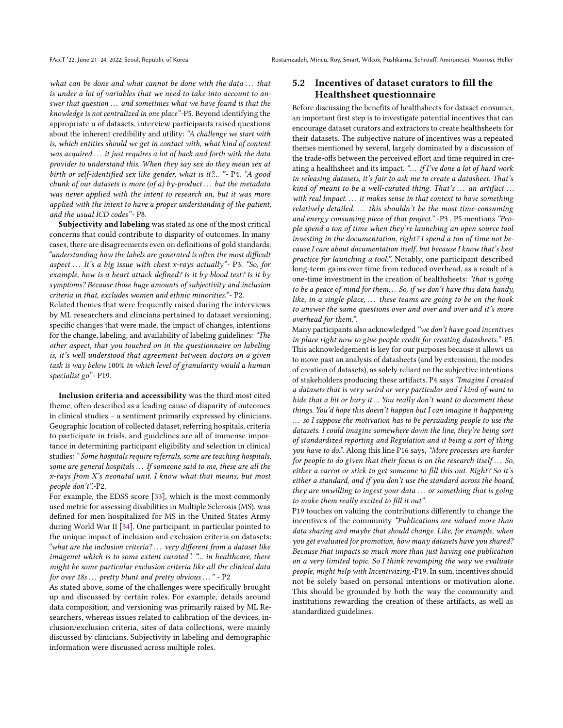*what can be done and what cannot be done with the data … that is under a lot of variables that we need to take into account to answer that question … and sometimes what we have found is that the knowledge is not centralized in one place"*-P5. Beyond identifying the appropriate u of datasets, interview participants raised questions about the inherent credibility and utility: *"A challenge we start with is, which entities should we get in contact with, what kind of content was acquired … it just requires a lot of back and forth with the data provider to understand this. When they say sex do they mean sex at birth or self-identified sex like gender, what is it?... "*- P4. *"A good chunk of our datasets is more (of a) by-product … but the metadata was never applied with the intent to research on, but it was more applied with the intent to have a proper understanding of the patient, and the usual ICD codes"*- P8.

**Subjectivity and labeling** was stated as one of the most critical concerns that could contribute to disparity of outcomes. In many cases, there are disagreements even on definitions of gold standards: *"understanding how the labels are generated is often the most difficult aspect … It's a big issue with chest x-rays actually"*- P3. *"So, for example, how is a heart attack defined? Is it by blood test? Is it by symptoms? Because those huge amounts of subjectivity and inclusion criteria in that, excludes women and ethnic minorities."*- P2.
Related themes that were frequently raised during the interviews by ML researchers and clincians pertained to dataset versioning, specific changes that were made, the impact of changes, intentions for the change, labeling, and availability of labeling guidelines: *"The other aspect, that you touched on in the questionnaire on labeling is, it's well understood that agreement between doctors on a given task is way below 100% in which level of granularity would a human specialist go"*- P19.

**Inclusion criteria and accessibility** was the third most cited theme, often described as a leading cause of disparity of outcomes in clinical studies – a sentiment primarily expressed by clinicians. Geographic location of collected dataset, referring hospitals, criteria to participate in trials, and guidelines are all of immense importance in determining participant eligibility and selection in clinical studies: *" Some hospitals require referrals, some are teaching hospitals, some are general hospitals … If someone said to me, these are all the x-rays from X's neonatal unit. I know what that means, but most people don't".*-P2.
For example, the EDSS score [33], which is the most commonly used metric for assessing disabilities in Multiple Sclerosis (MS), was defined for men hospitalized for MS in the United States Army during World War II [34]. One participant, in particular pointed to the unique impact of inclusion and exclusion criteria on datasets: *"what are the inclusion criteria? … very different from a dataset like imagenet which is to some extent curated". "... in healthcare, there might be some particular exclusion criteria like all the clinical data for over 18s … pretty blunt and pretty obvious … "* - P2
As stated above, some of the challenges were specifically brought up and discussed by certain roles. For example, details around data composition, and versioning was primarily raised by ML Researchers, whereas issues related to calibration of the devices, inclusion/exclusion criteria, sites of data collections, were mainly discussed by clinicians. Subjectivity in labeling and demographic information were discussed across multiple roles.

## 5.2 Incentives of dataset curators to fill the Healthsheet questionnaire

Before discussing the benefits of healthsheets for dataset consumer, an important first step is to investigate potential incentives that can encourage dataset curators and extractors to create healthsheets for their datasets. The subjective nature of incentives was a repeated themes mentioned by several, largely dominated by a discussion of the trade-offs between the perceived effort and time required in creating a healthsheet and its impact. *"… if I've done a lot of hard work in releasing datasets, it's fair to ask me to create a datasheet. That's kind of meant to be a well-curated thing. That's … an artifact … with real Impact. … it makes sense in that context to have something relatively detailed. … this shouldn't be the most time-consuming and energy consuming piece of that project."* -P3 . P5 mentions *"People spend a ton of time when they're launching an open source tool investing in the documentation, right? I spend a ton of time not because I care about documentation itself, but because I know that's best practice for launching a tool."*. Notably, one participant described long-term gains over time from reduced overhead, as a result of a one-time investment in the creation of healthsheets: *"that is going to be a peace of mind for them… So, if we don't have this data handy, like, in a single place, … these teams are going to be on the hook to answer the same questions over and over and over and it's more overhead for them."*.
Many participants also acknowledged *"we don't have good incentives in place right now to give people credit for creating datasheets."*-P5. This acknowledgement is key for our purposes because it allows us to move past an analysis of datasheets (and by extension, the modes of creation of datasets), as solely reliant on the subjective intentions of stakeholders producing these artifacts. P4 says *"Imagine I created a datasets that is very weird or very particular and I kind of want to hide that a bit or bury it ... You really don't want to document these things. You'd hope this doesn't happen but I can imagine it happening … so I suppose the motivation has to be persuading people to use the datasets. I could imagine somewhere down the line, they're being sort of standardized reporting and Regulation and it being a sort of thing you have to do."*. Along this line P16 says, *"More processes are harder for people to do given that their focus is on the research itself … So, either a carrot or stick to get someone to fill this out. Right? So it's either a standard, and if you don't use the standard across the board, they are unwilling to ingest your data … or something that is going to make them really excited to fill it out"*.
P19 touches on valuing the contributions differently to change the incentives of the community *"Publications are valued more than data sharing and maybe that should change. Like, for example, when you get evaluated for promotion, how many datasets have you shared? Because that impacts so much more than just having one publication on a very limited topic. So I think revamping the way we evaluate people, might help with Incentivizing.*-P19. In sum, incentives should not be solely based on personal intentions or motivation alone. This should be grounded by both the way the community and institutions rewarding the creation of these artifacts, as well as standardized guidelines.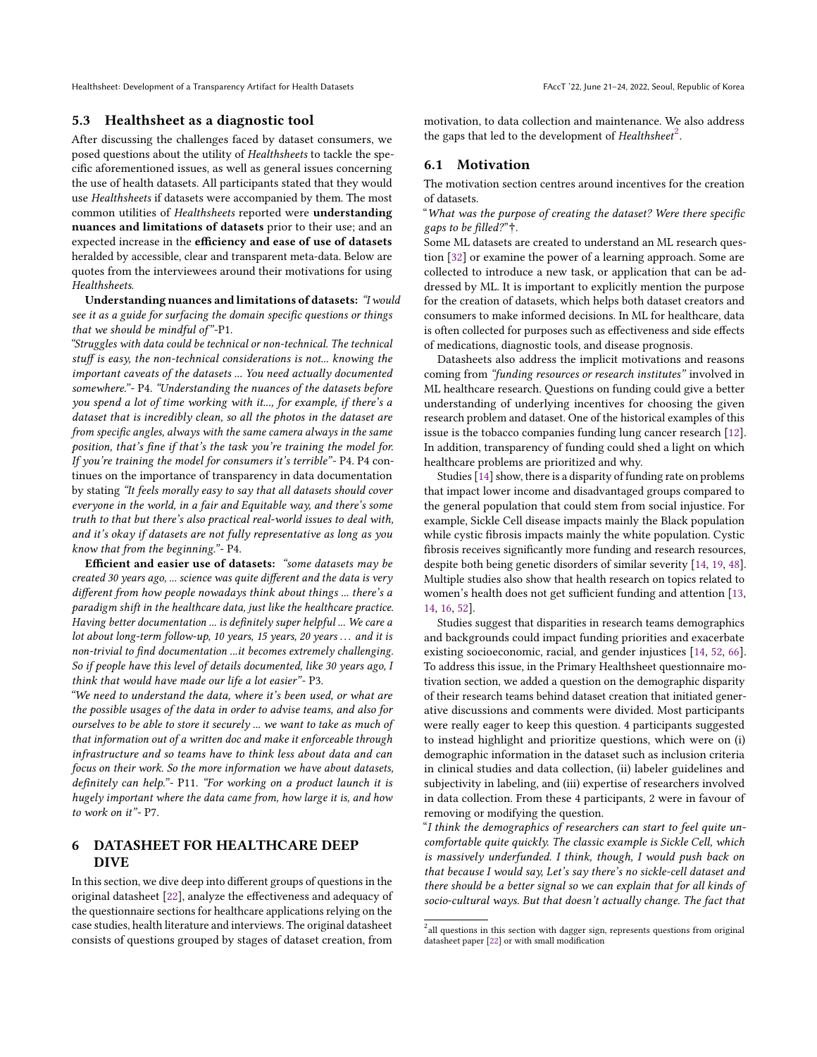## 5.3 Healthsheet as a diagnostic tool

After discussing the challenges faced by dataset consumers, we posed questions about the utility of *Healthsheets* to tackle the specific aforementioned issues, as well as general issues concerning the use of health datasets. All participants stated that they would use *Healthsheets* if datasets were accompanied by them. The most common utilities of *Healthsheets* reported were **understanding nuances and limitations of datasets** prior to their use; and an expected increase in the **efficiency and ease of use of datasets** heralded by accessible, clear and transparent meta-data. Below are quotes from the interviewees around their motivations for using *Healthsheets*.

**Understanding nuances and limitations of datasets:** *"I would see it as a guide for surfacing the domain specific questions or things that we should be mindful of"*-P1.

*"Struggles with data could be technical or non-technical. The technical stuff is easy, the non-technical considerations is not... knowing the important caveats of the datasets ... You need actually documented somewhere."*- P4. *"Understanding the nuances of the datasets before you spend a lot of time working with it..., for example, if there's a dataset that is incredibly clean, so all the photos in the dataset are from specific angles, always with the same camera always in the same position, that's fine if that's the task you're training the model for. If you're training the model for consumers it's terrible"*- P4. P4 continues on the importance of transparency in data documentation by stating *"It feels morally easy to say that all datasets should cover everyone in the world, in a fair and Equitable way, and there's some truth to that but there's also practical real-world issues to deal with, and it's okay if datasets are not fully representative as long as you know that from the beginning."*- P4.

**Efficient and easier use of datasets:** *"some datasets may be created 30 years ago, ... science was quite different and the data is very different from how people nowadays think about things ... there's a paradigm shift in the healthcare data, just like the healthcare practice. Having better documentation ... is definitely super helpful ... We care a lot about long-term follow-up, 10 years, 15 years, 20 years . . . and it is non-trivial to find documentation ...it becomes extremely challenging. So if people have this level of details documented, like 30 years ago, I think that would have made our life a lot easier"*- P3.

*"We need to understand the data, where it's been used, or what are the possible usages of the data in order to advise teams, and also for ourselves to be able to store it securely ... we want to take as much of that information out of a written doc and make it enforceable through infrastructure and so teams have to think less about data and can focus on their work. So the more information we have about datasets, definitely can help."*- P11. *"For working on a product launch it is hugely important where the data came from, how large it is, and how to work on it"*- P7.

# 6 DATASHEET FOR HEALTHCARE DEEP DIVE

In this section, we dive deep into different groups of questions in the original datasheet [22], analyze the effectiveness and adequacy of the questionnaire sections for healthcare applications relying on the case studies, health literature and interviews. The original datasheet consists of questions grouped by stages of dataset creation, from motivation, to data collection and maintenance. We also address the gaps that led to the development of *Healthsheet*[2].

## 6.1 Motivation

The motivation section centres around incentives for the creation of datasets.

"*What was the purpose of creating the dataset? Were there specific gaps to be filled?*"†.

Some ML datasets are created to understand an ML research question [32] or examine the power of a learning approach. Some are collected to introduce a new task, or application that can be addressed by ML. It is important to explicitly mention the purpose for the creation of datasets, which helps both dataset creators and consumers to make informed decisions. In ML for healthcare, data is often collected for purposes such as effectiveness and side effects of medications, diagnostic tools, and disease prognosis.

Datasheets also address the implicit motivations and reasons coming from *"funding resources or research institutes"* involved in ML healthcare research. Questions on funding could give a better understanding of underlying incentives for choosing the given research problem and dataset. One of the historical examples of this issue is the tobacco companies funding lung cancer research [12]. In addition, transparency of funding could shed a light on which healthcare problems are prioritized and why.

Studies [14] show, there is a disparity of funding rate on problems that impact lower income and disadvantaged groups compared to the general population that could stem from social injustice. For example, Sickle Cell disease impacts mainly the Black population while cystic fibrosis impacts mainly the white population. Cystic fibrosis receives significantly more funding and research resources, despite both being genetic disorders of similar severity [14, 19, 48]. Multiple studies also show that health research on topics related to women's health does not get sufficient funding and attention [13, 14, 16, 52].

Studies suggest that disparities in research teams demographics and backgrounds could impact funding priorities and exacerbate existing socioeconomic, racial, and gender injustices [14, 52, 66]. To address this issue, in the Primary Healthsheet questionnaire motivation section, we added a question on the demographic disparity of their research teams behind dataset creation that initiated generative discussions and comments were divided. Most participants were really eager to keep this question. 4 participants suggested to instead highlight and prioritize questions, which were on (i) demographic information in the dataset such as inclusion criteria in clinical studies and data collection, (ii) labeler guidelines and subjectivity in labeling, and (iii) expertise of researchers involved in data collection. From these 4 participants, 2 were in favour of removing or modifying the question.

"*I think the demographics of researchers can start to feel quite uncomfortable quite quickly. The classic example is Sickle Cell, which is massively underfunded. I think, though, I would push back on that because I would say, Let's say there's no sickle-cell dataset and there should be a better signal so we can explain that for all kinds of socio-cultural ways. But that doesn't actually change. The fact that*

[2] all questions in this section with dagger sign, represents questions from original datasheet paper [22] or with small modification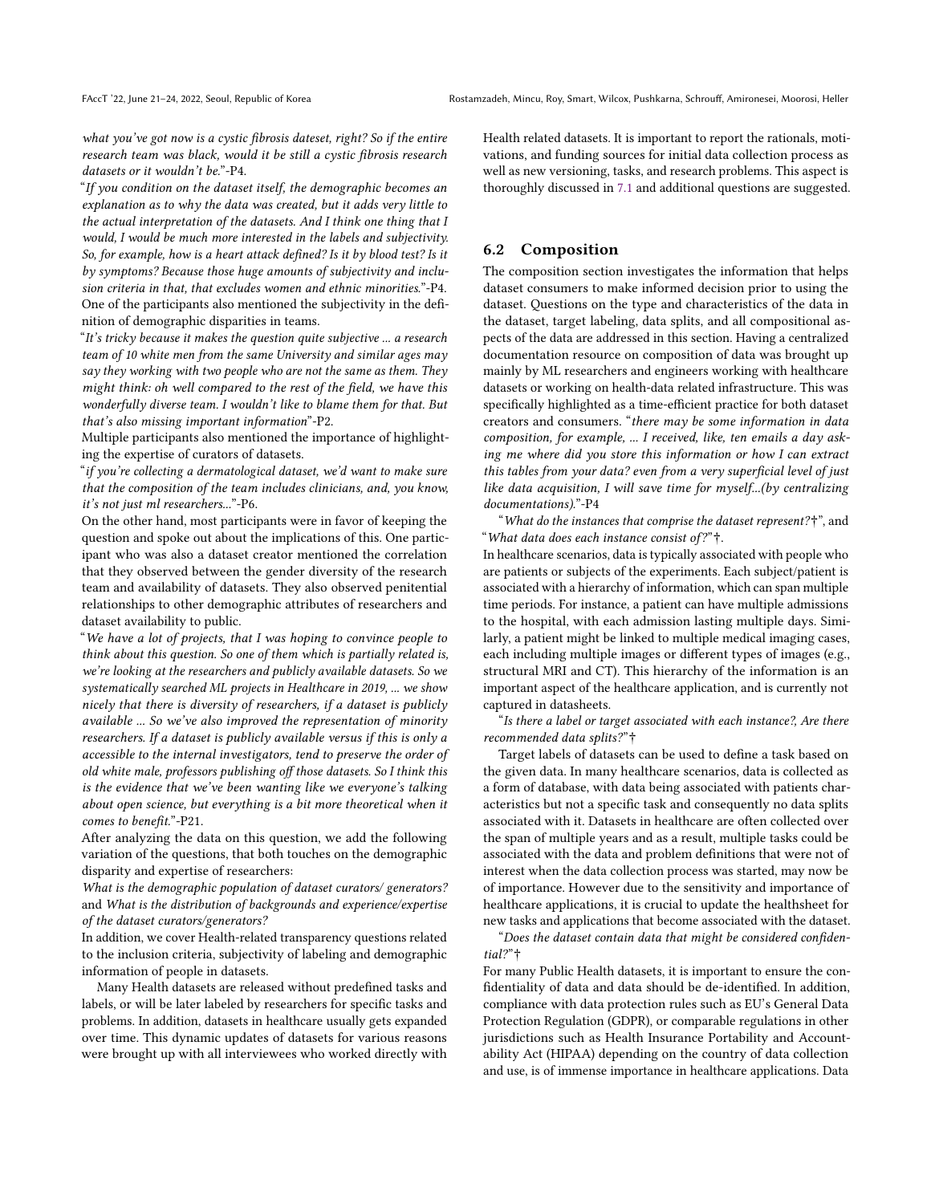*what you've got now is a cystic fibrosis dateset, right? So if the entire research team was black, would it be still a cystic fibrosis research datasets or it wouldn't be.*"-P4.

"*If you condition on the dataset itself, the demographic becomes an explanation as to why the data was created, but it adds very little to the actual interpretation of the datasets. And I think one thing that I would, I would be much more interested in the labels and subjectivity. So, for example, how is a heart attack defined? Is it by blood test? Is it by symptoms? Because those huge amounts of subjectivity and inclusion criteria in that, that excludes women and ethnic minorities.*"-P4.

One of the participants also mentioned the subjectivity in the definition of demographic disparities in teams.

"*It's tricky because it makes the question quite subjective ... a research team of 10 white men from the same University and similar ages may say they working with two people who are not the same as them. They might think: oh well compared to the rest of the field, we have this wonderfully diverse team. I wouldn't like to blame them for that. But that's also missing important information*"-P2.

Multiple participants also mentioned the importance of highlighting the expertise of curators of datasets.

"*if you're collecting a dermatological dataset, we'd want to make sure that the composition of the team includes clinicians, and, you know, it's not just ml researchers...*"-P6.

On the other hand, most participants were in favor of keeping the question and spoke out about the implications of this. One participant who was also a dataset creator mentioned the correlation that they observed between the gender diversity of the research team and availability of datasets. They also observed penitential relationships to other demographic attributes of researchers and dataset availability to public.

"*We have a lot of projects, that I was hoping to convince people to think about this question. So one of them which is partially related is, we're looking at the researchers and publicly available datasets. So we systematically searched ML projects in Healthcare in 2019, ... we show nicely that there is diversity of researchers, if a dataset is publicly available ... So we've also improved the representation of minority researchers. If a dataset is publicly available versus if this is only a accessible to the internal investigators, tend to preserve the order of old white male, professors publishing off those datasets. So I think this is the evidence that we've been wanting like we everyone's talking about open science, but everything is a bit more theoretical when it comes to benefit.*"-P21.

After analyzing the data on this question, we add the following variation of the questions, that both touches on the demographic disparity and expertise of researchers:

*What is the demographic population of dataset curators/ generators?* and *What is the distribution of backgrounds and experience/expertise of the dataset curators/generators?*

In addition, we cover Health-related transparency questions related to the inclusion criteria, subjectivity of labeling and demographic information of people in datasets.

Many Health datasets are released without predefined tasks and labels, or will be later labeled by researchers for specific tasks and problems. In addition, datasets in healthcare usually gets expanded over time. This dynamic updates of datasets for various reasons were brought up with all interviewees who worked directly with Health related datasets. It is important to report the rationals, motivations, and funding sources for initial data collection process as well as new versioning, tasks, and research problems. This aspect is thoroughly discussed in 7.1 and additional questions are suggested.

### 6.2 Composition

The composition section investigates the information that helps dataset consumers to make informed decision prior to using the dataset. Questions on the type and characteristics of the data in the dataset, target labeling, data splits, and all compositional aspects of the data are addressed in this section. Having a centralized documentation resource on composition of data was brought up mainly by ML researchers and engineers working with healthcare datasets or working on health-data related infrastructure. This was specifically highlighted as a time-efficient practice for both dataset creators and consumers. "*there may be some information in data composition, for example, ... I received, like, ten emails a day asking me where did you store this information or how I can extract this tables from your data? even from a very superficial level of just like data acquisition, I will save time for myself...(by centralizing documentations).*"-P4

"*What do the instances that comprise the dataset represent?*†", and "*What data does each instance consist of?*"†.

In healthcare scenarios, data is typically associated with people who are patients or subjects of the experiments. Each subject/patient is associated with a hierarchy of information, which can span multiple time periods. For instance, a patient can have multiple admissions to the hospital, with each admission lasting multiple days. Similarly, a patient might be linked to multiple medical imaging cases, each including multiple images or different types of images (e.g., structural MRI and CT). This hierarchy of the information is an important aspect of the healthcare application, and is currently not captured in datasheets.

"*Is there a label or target associated with each instance?, Are there recommended data splits?*"†

Target labels of datasets can be used to define a task based on the given data. In many healthcare scenarios, data is collected as a form of database, with data being associated with patients characteristics but not a specific task and consequently no data splits associated with it. Datasets in healthcare are often collected over the span of multiple years and as a result, multiple tasks could be associated with the data and problem definitions that were not of interest when the data collection process was started, may now be of importance. However due to the sensitivity and importance of healthcare applications, it is crucial to update the healthsheet for new tasks and applications that become associated with the dataset.

"*Does the dataset contain data that might be considered confidential?*"†

For many Public Health datasets, it is important to ensure the confidentiality of data and data should be de-identified. In addition, compliance with data protection rules such as EU's General Data Protection Regulation (GDPR), or comparable regulations in other jurisdictions such as Health Insurance Portability and Accountability Act (HIPAA) depending on the country of data collection and use, is of immense importance in healthcare applications. Data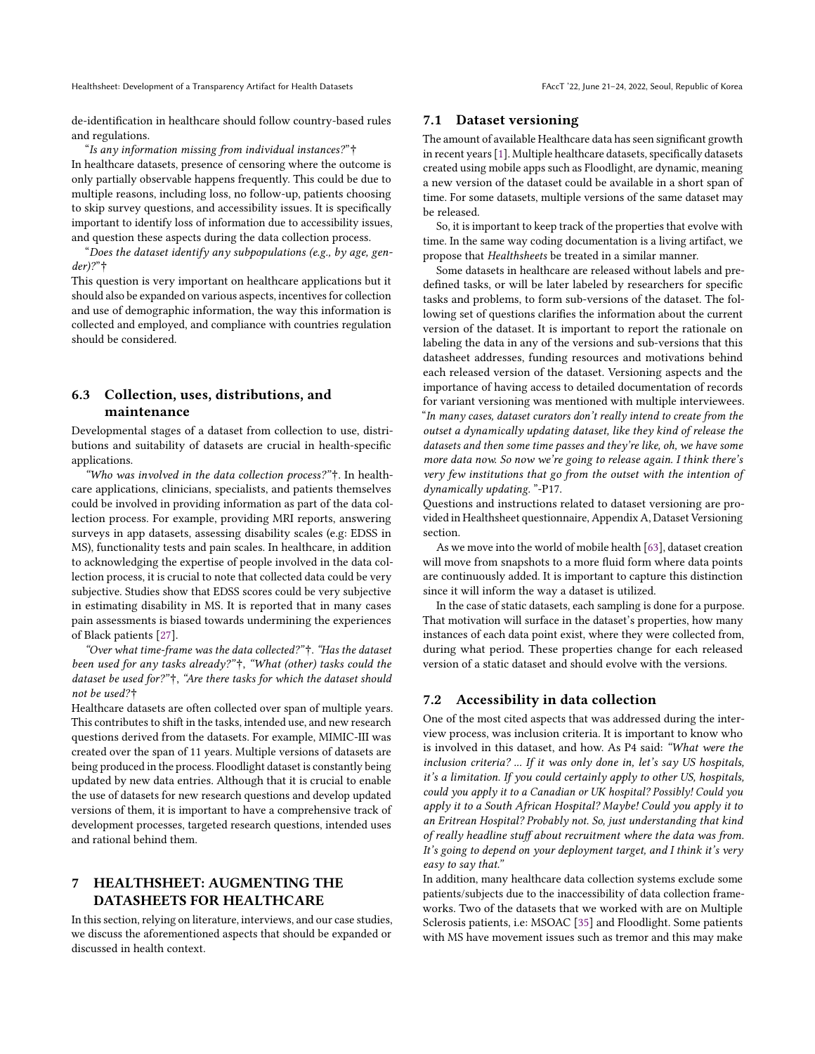de-identification in healthcare should follow country-based rules and regulations.

"*Is any information missing from individual instances?*"†
In healthcare datasets, presence of censoring where the outcome is only partially observable happens frequently. This could be due to multiple reasons, including loss, no follow-up, patients choosing to skip survey questions, and accessibility issues. It is specifically important to identify loss of information due to accessibility issues, and question these aspects during the data collection process.

"*Does the dataset identify any subpopulations (e.g., by age, gender)?*"†
This question is very important on healthcare applications but it should also be expanded on various aspects, incentives for collection and use of demographic information, the way this information is collected and employed, and compliance with countries regulation should be considered.

### 6.3 Collection, uses, distributions, and maintenance

Developmental stages of a dataset from collection to use, distributions and suitability of datasets are crucial in health-specific applications.

*"Who was involved in the data collection process?"*†. In healthcare applications, clinicians, specialists, and patients themselves could be involved in providing information as part of the data collection process. For example, providing MRI reports, answering surveys in app datasets, assessing disability scales (e.g: EDSS in MS), functionality tests and pain scales. In healthcare, in addition to acknowledging the expertise of people involved in the data collection process, it is crucial to note that collected data could be very subjective. Studies show that EDSS scores could be very subjective in estimating disability in MS. It is reported that in many cases pain assessments is biased towards undermining the experiences of Black patients [27].

*"Over what time-frame was the data collected?"*†. *"Has the dataset been used for any tasks already?"*†, *"What (other) tasks could the dataset be used for?"*†, *"Are there tasks for which the dataset should not be used?*†
Healthcare datasets are often collected over span of multiple years. This contributes to shift in the tasks, intended use, and new research questions derived from the datasets. For example, MIMIC-III was created over the span of 11 years. Multiple versions of datasets are being produced in the process. Floodlight dataset is constantly being updated by new data entries. Although that it is crucial to enable the use of datasets for new research questions and develop updated versions of them, it is important to have a comprehensive track of development processes, targeted research questions, intended uses and rational behind them.

## 7 HEALTHSHEET: AUGMENTING THE DATASHEETS FOR HEALTHCARE

In this section, relying on literature, interviews, and our case studies, we discuss the aforementioned aspects that should be expanded or discussed in health context.

### 7.1 Dataset versioning

The amount of available Healthcare data has seen significant growth in recent years [1]. Multiple healthcare datasets, specifically datasets created using mobile apps such as Floodlight, are dynamic, meaning a new version of the dataset could be available in a short span of time. For some datasets, multiple versions of the same dataset may be released.

So, it is important to keep track of the properties that evolve with time. In the same way coding documentation is a living artifact, we propose that *Healthsheets* be treated in a similar manner.

Some datasets in healthcare are released without labels and predefined tasks, or will be later labeled by researchers for specific tasks and problems, to form sub-versions of the dataset. The following set of questions clarifies the information about the current version of the dataset. It is important to report the rationale on labeling the data in any of the versions and sub-versions that this datasheet addresses, funding resources and motivations behind each released version of the dataset. Versioning aspects and the importance of having access to detailed documentation of records for variant versioning was mentioned with multiple interviewees.
"*In many cases, dataset curators don't really intend to create from the outset a dynamically updating dataset, like they kind of release the datasets and then some time passes and they're like, oh, we have some more data now. So now we're going to release again. I think there's very few institutions that go from the outset with the intention of dynamically updating.* "-P17.
Questions and instructions related to dataset versioning are provided in Healthsheet questionnaire, Appendix A, Dataset Versioning section.

As we move into the world of mobile health [63], dataset creation will move from snapshots to a more fluid form where data points are continuously added. It is important to capture this distinction since it will inform the way a dataset is utilized.

In the case of static datasets, each sampling is done for a purpose. That motivation will surface in the dataset's properties, how many instances of each data point exist, where they were collected from, during what period. These properties change for each released version of a static dataset and should evolve with the versions.

### 7.2 Accessibility in data collection

One of the most cited aspects that was addressed during the interview process, was inclusion criteria. It is important to know who is involved in this dataset, and how. As P4 said: *"What were the inclusion criteria? ... If it was only done in, let's say US hospitals, it's a limitation. If you could certainly apply to other US, hospitals, could you apply it to a Canadian or UK hospital? Possibly! Could you apply it to a South African Hospital? Maybe! Could you apply it to an Eritrean Hospital? Probably not. So, just understanding that kind of really headline stuff about recruitment where the data was from. It's going to depend on your deployment target, and I think it's very easy to say that."*
In addition, many healthcare data collection systems exclude some patients/subjects due to the inaccessibility of data collection frameworks. Two of the datasets that we worked with are on Multiple Sclerosis patients, i.e: MSOAC [35] and Floodlight. Some patients with MS have movement issues such as tremor and this may make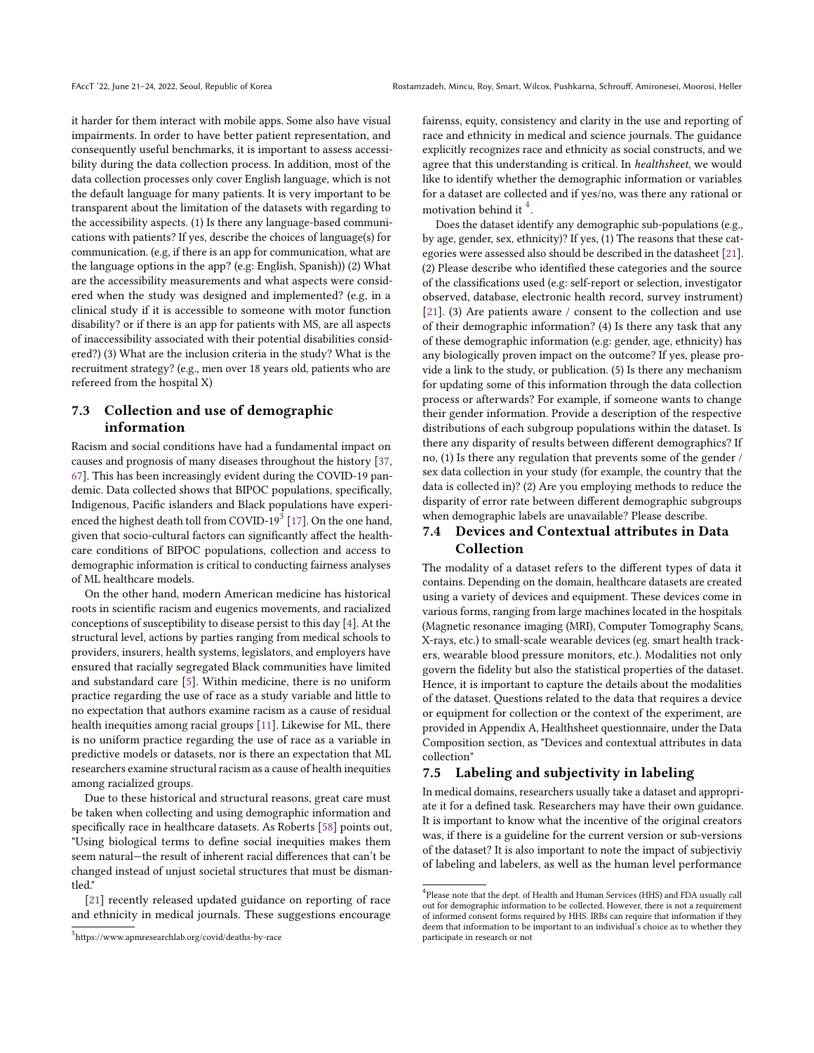it harder for them interact with mobile apps. Some also have visual impairments. In order to have better patient representation, and consequently useful benchmarks, it is important to assess accessibility during the data collection process. In addition, most of the data collection processes only cover English language, which is not the default language for many patients. It is very important to be transparent about the limitation of the datasets with regarding to the accessibility aspects. (1) Is there any language-based communications with patients? If yes, describe the choices of language(s) for communication. (e.g, if there is an app for communication, what are the language options in the app? (e.g: English, Spanish)) (2) What are the accessibility measurements and what aspects were considered when the study was designed and implemented? (e.g, in a clinical study if it is accessible to someone with motor function disability? or if there is an app for patients with MS, are all aspects of inaccessibility associated with their potential disabilities considered?) (3) What are the inclusion criteria in the study? What is the recruitment strategy? (e.g., men over 18 years old, patients who are refereed from the hospital X)

### 7.3 Collection and use of demographic information

Racism and social conditions have had a fundamental impact on causes and prognosis of many diseases throughout the history [37, 67]. This has been increasingly evident during the COVID-19 pandemic. Data collected shows that BIPOC populations, specifically, Indigenous, Pacific islanders and Black populations have experienced the highest death toll from COVID-19[3] [17]. On the one hand, given that socio-cultural factors can significantly affect the healthcare conditions of BIPOC populations, collection and access to demographic information is critical to conducting fairness analyses of ML healthcare models.

On the other hand, modern American medicine has historical roots in scientific racism and eugenics movements, and racialized conceptions of susceptibility to disease persist to this day [4]. At the structural level, actions by parties ranging from medical schools to providers, insurers, health systems, legislators, and employers have ensured that racially segregated Black communities have limited and substandard care [5]. Within medicine, there is no uniform practice regarding the use of race as a study variable and little to no expectation that authors examine racism as a cause of residual health inequities among racial groups [11]. Likewise for ML, there is no uniform practice regarding the use of race as a variable in predictive models or datasets, nor is there an expectation that ML researchers examine structural racism as a cause of health inequities among racialized groups.

Due to these historical and structural reasons, great care must be taken when collecting and using demographic information and specifically race in healthcare datasets. As Roberts [58] points out, "Using biological terms to define social inequities makes them seem natural—the result of inherent racial differences that can't be changed instead of unjust societal structures that must be dismantled."

[21] recently released updated guidance on reporting of race and ethnicity in medical journals. These suggestions encourage fairenss, equity, consistency and clarity in the use and reporting of race and ethnicity in medical and science journals. The guidance explicitly recognizes race and ethnicity as social constructs, and we agree that this understanding is critical. In *healthsheet*, we would like to identify whether the demographic information or variables for a dataset are collected and if yes/no, was there any rational or motivation behind it [4].

Does the dataset identify any demographic sub-populations (e.g., by age, gender, sex, ethnicity)? If yes, (1) The reasons that these categories were assessed also should be described in the datasheet [21]. (2) Please describe who identified these categories and the source of the classifications used (e.g: self-report or selection, investigator observed, database, electronic health record, survey instrument) [21]. (3) Are patients aware / consent to the collection and use of their demographic information? (4) Is there any task that any of these demographic information (e.g: gender, age, ethnicity) has any biologically proven impact on the outcome? If yes, please provide a link to the study, or publication. (5) Is there any mechanism for updating some of this information through the data collection process or afterwards? For example, if someone wants to change their gender information. Provide a description of the respective distributions of each subgroup populations within the dataset. Is there any disparity of results between different demographics? If no, (1) Is there any regulation that prevents some of the gender / sex data collection in your study (for example, the country that the data is collected in)? (2) Are you employing methods to reduce the disparity of error rate between different demographic subgroups when demographic labels are unavailable? Please describe.

### 7.4 Devices and Contextual attributes in Data Collection

The modality of a dataset refers to the different types of data it contains. Depending on the domain, healthcare datasets are created using a variety of devices and equipment. These devices come in various forms, ranging from large machines located in the hospitals (Magnetic resonance imaging (MRI), Computer Tomography Scans, X-rays, etc.) to small-scale wearable devices (eg. smart health trackers, wearable blood pressure monitors, etc.). Modalities not only govern the fidelity but also the statistical properties of the dataset. Hence, it is important to capture the details about the modalities of the dataset. Questions related to the data that requires a device or equipment for collection or the context of the experiment, are provided in Appendix A, Healthsheet questionnaire, under the Data Composition section, as "Devices and contextual attributes in data collection"

### 7.5 Labeling and subjectivity in labeling

In medical domains, researchers usually take a dataset and appropriate it for a defined task. Researchers may have their own guidance. It is important to know what the incentive of the original creators was, if there is a guideline for the current version or sub-versions of the dataset? It is also important to note the impact of subjectiviy of labeling and labelers, as well as the human level performance

---

[3] https://www.apmresearchlab.org/covid/deaths-by-race

[4] Please note that the dept. of Health and Human Services (HHS) and FDA usually call out for demographic information to be collected. However, there is not a requirement of informed consent forms required by HHS. IRBs can require that information if they deem that information to be important to an individual's choice as to whether they participate in research or not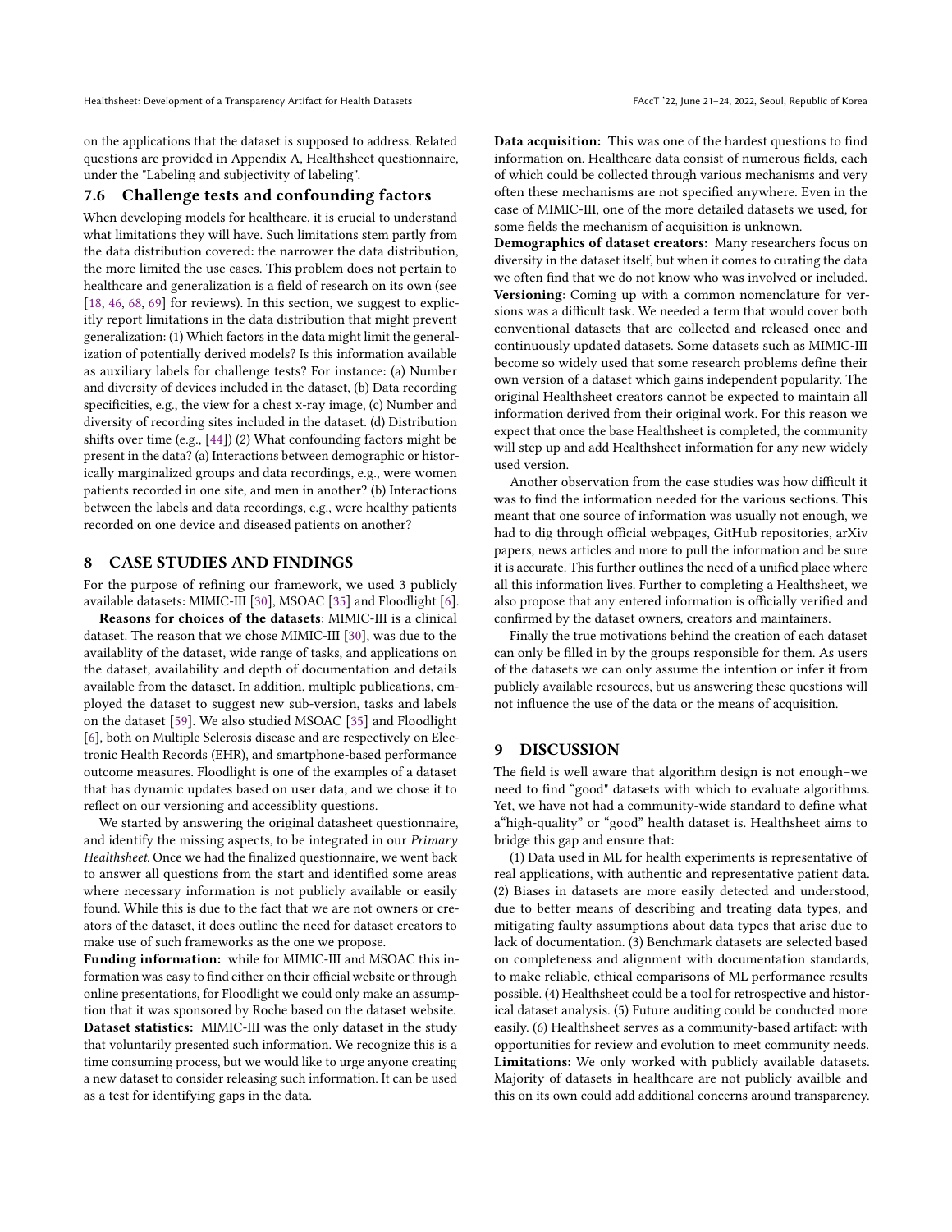on the applications that the dataset is supposed to address. Related questions are provided in Appendix A, Healthsheet questionnaire, under the "Labeling and subjectivity of labeling".

### 7.6 Challenge tests and confounding factors

When developing models for healthcare, it is crucial to understand what limitations they will have. Such limitations stem partly from the data distribution covered: the narrower the data distribution, the more limited the use cases. This problem does not pertain to healthcare and generalization is a field of research on its own (see [18, 46, 68, 69] for reviews). In this section, we suggest to explicitly report limitations in the data distribution that might prevent generalization: (1) Which factors in the data might limit the generalization of potentially derived models? Is this information available as auxiliary labels for challenge tests? For instance: (a) Number and diversity of devices included in the dataset, (b) Data recording specificities, e.g., the view for a chest x-ray image, (c) Number and diversity of recording sites included in the dataset. (d) Distribution shifts over time (e.g., [44]) (2) What confounding factors might be present in the data? (a) Interactions between demographic or historically marginalized groups and data recordings, e.g., were women patients recorded in one site, and men in another? (b) Interactions between the labels and data recordings, e.g., were healthy patients recorded on one device and diseased patients on another?

## 8 CASE STUDIES AND FINDINGS

For the purpose of refining our framework, we used 3 publicly available datasets: MIMIC-III [30], MSOAC [35] and Floodlight [6].

**Reasons for choices of the datasets**: MIMIC-III is a clinical dataset. The reason that we chose MIMIC-III [30], was due to the availablity of the dataset, wide range of tasks, and applications on the dataset, availability and depth of documentation and details available from the dataset. In addition, multiple publications, employed the dataset to suggest new sub-version, tasks and labels on the dataset [59]. We also studied MSOAC [35] and Floodlight [6], both on Multiple Sclerosis disease and are respectively on Electronic Health Records (EHR), and smartphone-based performance outcome measures. Floodlight is one of the examples of a dataset that has dynamic updates based on user data, and we chose it to reflect on our versioning and accessiblity questions.

We started by answering the original datasheet questionnaire, and identify the missing aspects, to be integrated in our *Primary Healthsheet*. Once we had the finalized questionnaire, we went back to answer all questions from the start and identified some areas where necessary information is not publicly available or easily found. While this is due to the fact that we are not owners or creators of the dataset, it does outline the need for dataset creators to make use of such frameworks as the one we propose.

**Funding information:** while for MIMIC-III and MSOAC this information was easy to find either on their official website or through online presentations, for Floodlight we could only make an assumption that it was sponsored by Roche based on the dataset website.

**Dataset statistics:** MIMIC-III was the only dataset in the study that voluntarily presented such information. We recognize this is a time consuming process, but we would like to urge anyone creating a new dataset to consider releasing such information. It can be used as a test for identifying gaps in the data.

**Data acquisition:** This was one of the hardest questions to find information on. Healthcare data consist of numerous fields, each of which could be collected through various mechanisms and very often these mechanisms are not specified anywhere. Even in the case of MIMIC-III, one of the more detailed datasets we used, for some fields the mechanism of acquisition is unknown.

**Demographics of dataset creators:** Many researchers focus on diversity in the dataset itself, but when it comes to curating the data we often find that we do not know who was involved or included.

**Versioning**: Coming up with a common nomenclature for versions was a difficult task. We needed a term that would cover both conventional datasets that are collected and released once and continuously updated datasets. Some datasets such as MIMIC-III become so widely used that some research problems define their own version of a dataset which gains independent popularity. The original Healthsheet creators cannot be expected to maintain all information derived from their original work. For this reason we expect that once the base Healthsheet is completed, the community will step up and add Healthsheet information for any new widely used version.

Another observation from the case studies was how difficult it was to find the information needed for the various sections. This meant that one source of information was usually not enough, we had to dig through official webpages, GitHub repositories, arXiv papers, news articles and more to pull the information and be sure it is accurate. This further outlines the need of a unified place where all this information lives. Further to completing a Healthsheet, we also propose that any entered information is officially verified and confirmed by the dataset owners, creators and maintainers.

Finally the true motivations behind the creation of each dataset can only be filled in by the groups responsible for them. As users of the datasets we can only assume the intention or infer it from publicly available resources, but us answering these questions will not influence the use of the data or the means of acquisition.

## 9 DISCUSSION

The field is well aware that algorithm design is not enough–we need to find "good" datasets with which to evaluate algorithms. Yet, we have not had a community-wide standard to define what a"high-quality" or "good" health dataset is. Healthsheet aims to bridge this gap and ensure that:

(1) Data used in ML for health experiments is representative of real applications, with authentic and representative patient data. (2) Biases in datasets are more easily detected and understood, due to better means of describing and treating data types, and mitigating faulty assumptions about data types that arise due to lack of documentation. (3) Benchmark datasets are selected based on completeness and alignment with documentation standards, to make reliable, ethical comparisons of ML performance results possible. (4) Healthsheet could be a tool for retrospective and historical dataset analysis. (5) Future auditing could be conducted more easily. (6) Healthsheet serves as a community-based artifact: with opportunities for review and evolution to meet community needs.

**Limitations:** We only worked with publicly available datasets. Majority of datasets in healthcare are not publicly availble and this on its own could add additional concerns around transparency.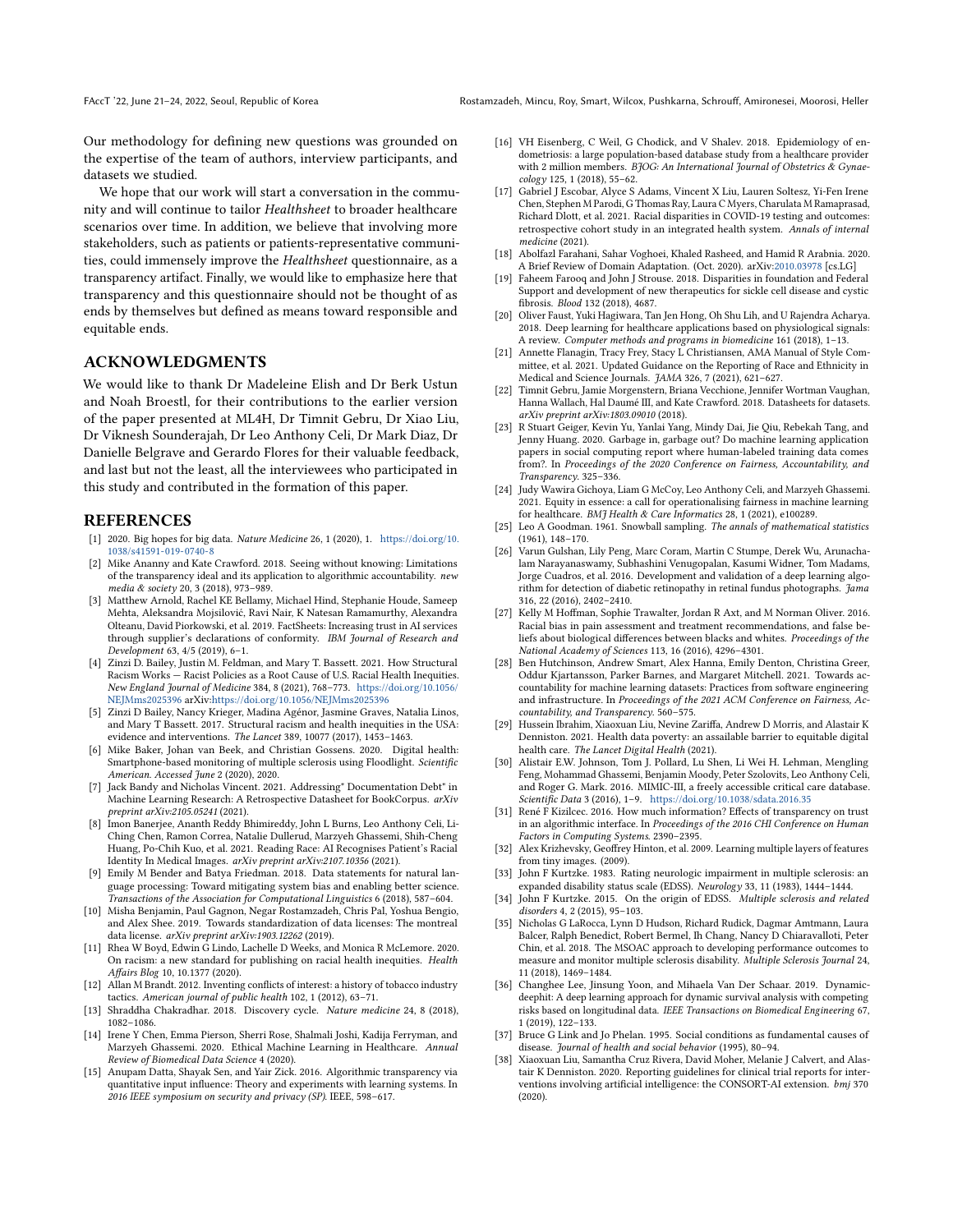Our methodology for defining new questions was grounded on the expertise of the team of authors, interview participants, and datasets we studied.

We hope that our work will start a conversation in the community and will continue to tailor *Healthsheet* to broader healthcare scenarios over time. In addition, we believe that involving more stakeholders, such as patients or patients-representative communities, could immensely improve the *Healthsheet* questionnaire, as a transparency artifact. Finally, we would like to emphasize here that transparency and this questionnaire should not be thought of as ends by themselves but defined as means toward responsible and equitable ends.

## ACKNOWLEDGMENTS

We would like to thank Dr Madeleine Elish and Dr Berk Ustun and Noah Broestl, for their contributions to the earlier version of the paper presented at ML4H, Dr Timnit Gebru, Dr Xiao Liu, Dr Viknesh Sounderajah, Dr Leo Anthony Celi, Dr Mark Diaz, Dr Danielle Belgrave and Gerardo Flores for their valuable feedback, and last but not the least, all the interviewees who participated in this study and contributed in the formation of this paper.

## REFERENCES

[1] 2020. Big hopes for big data. *Nature Medicine* 26, 1 (2020), 1. https://doi.org/10.1038/s41591-019-0740-8

[2] Mike Ananny and Kate Crawford. 2018. Seeing without knowing: Limitations of the transparency ideal and its application to algorithmic accountability. *new media & society* 20, 3 (2018), 973–989.

[3] Matthew Arnold, Rachel KE Bellamy, Michael Hind, Stephanie Houde, Sameep Mehta, Aleksandra Mojsilović, Ravi Nair, K Natesan Ramamurthy, Alexandra Olteanu, David Piorkowski, et al. 2019. FactSheets: Increasing trust in AI services through supplier's declarations of conformity. *IBM Journal of Research and Development* 63, 4/5 (2019), 6–1.

[4] Zinzi D. Bailey, Justin M. Feldman, and Mary T. Bassett. 2021. How Structural Racism Works — Racist Policies as a Root Cause of U.S. Racial Health Inequities. *New England Journal of Medicine* 384, 8 (2021), 768–773. https://doi.org/10.1056/NEJMms2025396 arXiv:https://doi.org/10.1056/NEJMms2025396

[5] Zinzi D Bailey, Nancy Krieger, Madina Agénor, Jasmine Graves, Natalia Linos, and Mary T Bassett. 2017. Structural racism and health inequities in the USA: evidence and interventions. *The Lancet* 389, 10077 (2017), 1453–1463.

[6] Mike Baker, Johan van Beek, and Christian Gossens. 2020. Digital health: Smartphone-based monitoring of multiple sclerosis using Floodlight. *Scientific American. Accessed June* 2 (2020), 2020.

[7] Jack Bandy and Nicholas Vincent. 2021. Addressing" Documentation Debt" in Machine Learning Research: A Retrospective Datasheet for BookCorpus. *arXiv preprint arXiv:2105.05241* (2021).

[8] Imon Banerjee, Ananth Reddy Bhimireddy, John L Burns, Leo Anthony Celi, Li-Ching Chen, Ramon Correa, Natalie Dullerud, Marzyeh Ghassemi, Shih-Cheng Huang, Po-Chih Kuo, et al. 2021. Reading Race: AI Recognises Patient's Racial Identity In Medical Images. *arXiv preprint arXiv:2107.10356* (2021).

[9] Emily M Bender and Batya Friedman. 2018. Data statements for natural language processing: Toward mitigating system bias and enabling better science. *Transactions of the Association for Computational Linguistics* 6 (2018), 587–604.

[10] Misha Benjamin, Paul Gagnon, Negar Rostamzadeh, Chris Pal, Yoshua Bengio, and Alex Shee. 2019. Towards standardization of data licenses: The montreal data license. *arXiv preprint arXiv:1903.12262* (2019).

[11] Rhea W Boyd, Edwin G Lindo, Lachelle D Weeks, and Monica R McLemore. 2020. On racism: a new standard for publishing on racial health inequities. *Health Affairs Blog* 10, 10.1377 (2020).

[12] Allan M Brandt. 2012. Inventing conflicts of interest: a history of tobacco industry tactics. *American journal of public health* 102, 1 (2012), 63–71.

[13] Shraddha Chakradhar. 2018. Discovery cycle. *Nature medicine* 24, 8 (2018), 1082–1086.

[14] Irene Y Chen, Emma Pierson, Sherri Rose, Shalmali Joshi, Kadija Ferryman, and Marzyeh Ghassemi. 2020. Ethical Machine Learning in Healthcare. *Annual Review of Biomedical Data Science* 4 (2020).

[15] Anupam Datta, Shayak Sen, and Yair Zick. 2016. Algorithmic transparency via quantitative input influence: Theory and experiments with learning systems. In *2016 IEEE symposium on security and privacy (SP)*. IEEE, 598–617.

[16] VH Eisenberg, C Weil, G Chodick, and V Shalev. 2018. Epidemiology of endometriosis: a large population-based database study from a healthcare provider with 2 million members. *BJOG: An International Journal of Obstetrics & Gynaecology* 125, 1 (2018), 55–62.

[17] Gabriel J Escobar, Alyce S Adams, Vincent X Liu, Lauren Soltesz, Yi-Fen Irene Chen, Stephen M Parodi, G Thomas Ray, Laura C Myers, Charulata M Ramaprasad, Richard Dlott, et al. 2021. Racial disparities in COVID-19 testing and outcomes: retrospective cohort study in an integrated health system. *Annals of internal medicine* (2021).

[18] Abolfazl Farahani, Sahar Voghoei, Khaled Rasheed, and Hamid R Arabnia. 2020. A Brief Review of Domain Adaptation. (Oct. 2020). arXiv:2010.03978 [cs.LG]

[19] Faheem Farooq and John J Strouse. 2018. Disparities in foundation and Federal Support and development of new therapeutics for sickle cell disease and cystic fibrosis. *Blood* 132 (2018), 4687.

[20] Oliver Faust, Yuki Hagiwara, Tan Jen Hong, Oh Shu Lih, and U Rajendra Acharya. 2018. Deep learning for healthcare applications based on physiological signals: A review. *Computer methods and programs in biomedicine* 161 (2018), 1–13.

[21] Annette Flanagin, Tracy Frey, Stacy L Christiansen, AMA Manual of Style Committee, et al. 2021. Updated Guidance on the Reporting of Race and Ethnicity in Medical and Science Journals. *JAMA* 326, 7 (2021), 621–627.

[22] Timnit Gebru, Jamie Morgenstern, Briana Vecchione, Jennifer Wortman Vaughan, Hanna Wallach, Hal Daumé III, and Kate Crawford. 2018. Datasheets for datasets. *arXiv preprint arXiv:1803.09010* (2018).

[23] R Stuart Geiger, Kevin Yu, Yanlai Yang, Mindy Dai, Jie Qiu, Rebekah Tang, and Jenny Huang. 2020. Garbage in, garbage out? Do machine learning application papers in social computing report where human-labeled training data comes from?. In *Proceedings of the 2020 Conference on Fairness, Accountability, and Transparency*. 325–336.

[24] Judy Wawira Gichoya, Liam G McCoy, Leo Anthony Celi, and Marzyeh Ghassemi. 2021. Equity in essence: a call for operationalising fairness in machine learning for healthcare. *BMJ Health & Care Informatics* 28, 1 (2021), e100289.

[25] Leo A Goodman. 1961. Snowball sampling. *The annals of mathematical statistics* (1961), 148–170.

[26] Varun Gulshan, Lily Peng, Marc Coram, Martin C Stumpe, Derek Wu, Arunachalam Narayanaswamy, Subhashini Venugopalan, Kasumi Widner, Tom Madams, Jorge Cuadros, et al. 2016. Development and validation of a deep learning algorithm for detection of diabetic retinopathy in retinal fundus photographs. *Jama* 316, 22 (2016), 2402–2410.

[27] Kelly M Hoffman, Sophie Trawalter, Jordan R Axt, and M Norman Oliver. 2016. Racial bias in pain assessment and treatment recommendations, and false beliefs about biological differences between blacks and whites. *Proceedings of the National Academy of Sciences* 113, 16 (2016), 4296–4301.

[28] Ben Hutchinson, Andrew Smart, Alex Hanna, Emily Denton, Christina Greer, Oddur Kjartansson, Parker Barnes, and Margaret Mitchell. 2021. Towards accountability for machine learning datasets: Practices from software engineering and infrastructure. In *Proceedings of the 2021 ACM Conference on Fairness, Accountability, and Transparency*. 560–575.

[29] Hussein Ibrahim, Xiaoxuan Liu, Nevine Zariffa, Andrew D Morris, and Alastair K Denniston. 2021. Health data poverty: an assailable barrier to equitable digital health care. *The Lancet Digital Health* (2021).

[30] Alistair E.W. Johnson, Tom J. Pollard, Lu Shen, Li Wei H. Lehman, Mengling Feng, Mohammad Ghassemi, Benjamin Moody, Peter Szolovits, Leo Anthony Celi, and Roger G. Mark. 2016. MIMIC-III, a freely accessible critical care database. *Scientific Data* 3 (2016), 1–9. https://doi.org/10.1038/sdata.2016.35

[31] René F Kizilcec. 2016. How much information? Effects of transparency on trust in an algorithmic interface. In *Proceedings of the 2016 CHI Conference on Human Factors in Computing Systems*. 2390–2395.

[32] Alex Krizhevsky, Geoffrey Hinton, et al. 2009. Learning multiple layers of features from tiny images. (2009).

[33] John F Kurtzke. 1983. Rating neurologic impairment in multiple sclerosis: an expanded disability status scale (EDSS). *Neurology* 33, 11 (1983), 1444–1444.

[34] John F Kurtzke. 2015. On the origin of EDSS. *Multiple sclerosis and related disorders* 4, 2 (2015), 95–103.

[35] Nicholas G LaRocca, Lynn D Hudson, Richard Rudick, Dagmar Amtmann, Laura Balcer, Ralph Benedict, Robert Bermel, Ih Chang, Nancy D Chiaravalloti, Peter Chin, et al. 2018. The MSOAC approach to developing performance outcomes to measure and monitor multiple sclerosis disability. *Multiple Sclerosis Journal* 24, 11 (2018), 1469–1484.

[36] Changhee Lee, Jinsung Yoon, and Mihaela Van Der Schaar. 2019. Dynamic-deephit: A deep learning approach for dynamic survival analysis with competing risks based on longitudinal data. *IEEE Transactions on Biomedical Engineering* 67, 1 (2019), 122–133.

[37] Bruce G Link and Jo Phelan. 1995. Social conditions as fundamental causes of disease. *Journal of health and social behavior* (1995), 80–94.

[38] Xiaoxuan Liu, Samantha Cruz Rivera, David Moher, Melanie J Calvert, and Alastair K Denniston. 2020. Reporting guidelines for clinical trial reports for interventions involving artificial intelligence: the CONSORT-AI extension. *bmj* 370 (2020).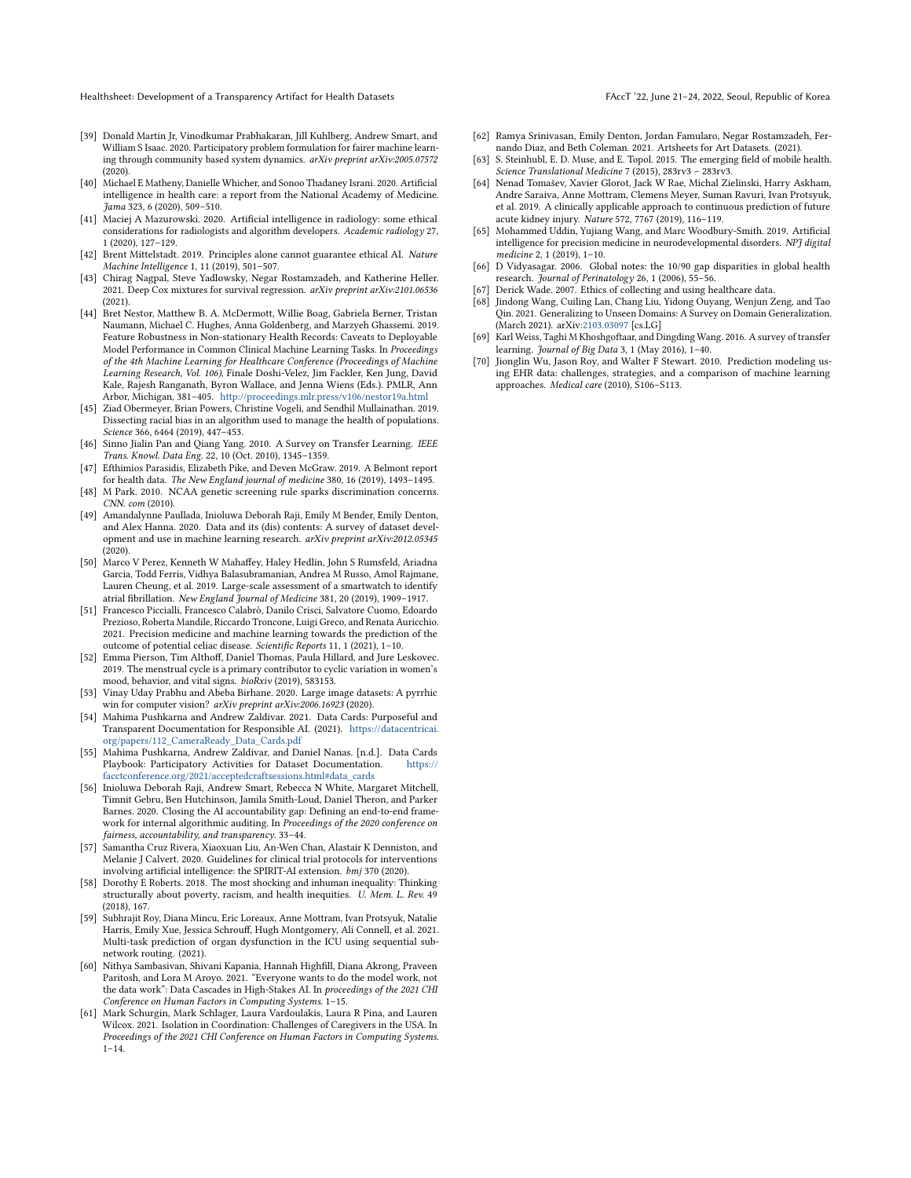[39] Donald Martin Jr, Vinodkumar Prabhakaran, Jill Kuhlberg, Andrew Smart, and William S Isaac. 2020. Participatory problem formulation for fairer machine learning through community based system dynamics. *arXiv preprint arXiv:2005.07572* (2020).

[40] Michael E Matheny, Danielle Whicher, and Sonoo Thadaney Israni. 2020. Artificial intelligence in health care: a report from the National Academy of Medicine. *Jama* 323, 6 (2020), 509–510.

[41] Maciej A Mazurowski. 2020. Artificial intelligence in radiology: some ethical considerations for radiologists and algorithm developers. *Academic radiology* 27, 1 (2020), 127–129.

[42] Brent Mittelstadt. 2019. Principles alone cannot guarantee ethical AI. *Nature Machine Intelligence* 1, 11 (2019), 501–507.

[43] Chirag Nagpal, Steve Yadlowsky, Negar Rostamzadeh, and Katherine Heller. 2021. Deep Cox mixtures for survival regression. *arXiv preprint arXiv:2101.06536* (2021).

[44] Bret Nestor, Matthew B. A. McDermott, Willie Boag, Gabriela Berner, Tristan Naumann, Michael C. Hughes, Anna Goldenberg, and Marzyeh Ghassemi. 2019. Feature Robustness in Non-stationary Health Records: Caveats to Deployable Model Performance in Common Clinical Machine Learning Tasks. In *Proceedings of the 4th Machine Learning for Healthcare Conference (Proceedings of Machine Learning Research, Vol. 106)*, Finale Doshi-Velez, Jim Fackler, Ken Jung, David Kale, Rajesh Ranganath, Byron Wallace, and Jenna Wiens (Eds.). PMLR, Ann Arbor, Michigan, 381–405. http://proceedings.mlr.press/v106/nestor19a.html

[45] Ziad Obermeyer, Brian Powers, Christine Vogeli, and Sendhil Mullainathan. 2019. Dissecting racial bias in an algorithm used to manage the health of populations. *Science* 366, 6464 (2019), 447–453.

[46] Sinno Jialin Pan and Qiang Yang. 2010. A Survey on Transfer Learning. *IEEE Trans. Knowl. Data Eng.* 22, 10 (Oct. 2010), 1345–1359.

[47] Efthimios Parasidis, Elizabeth Pike, and Deven McGraw. 2019. A Belmont report for health data. *The New England journal of medicine* 380, 16 (2019), 1493–1495.

[48] M Park. 2010. NCAA genetic screening rule sparks discrimination concerns. *CNN. com* (2010).

[49] Amandalynne Paullada, Inioluwa Deborah Raji, Emily M Bender, Emily Denton, and Alex Hanna. 2020. Data and its (dis) contents: A survey of dataset development and use in machine learning research. *arXiv preprint arXiv:2012.05345* (2020).

[50] Marco V Perez, Kenneth W Mahaffey, Haley Hedlin, John S Rumsfeld, Ariadna Garcia, Todd Ferris, Vidhya Balasubramanian, Andrea M Russo, Amol Rajmane, Lauren Cheung, et al. 2019. Large-scale assessment of a smartwatch to identify atrial fibrillation. *New England Journal of Medicine* 381, 20 (2019), 1909–1917.

[51] Francesco Piccialli, Francesco Calabrò, Danilo Crisci, Salvatore Cuomo, Edoardo Prezioso, Roberta Mandile, Riccardo Troncone, Luigi Greco, and Renata Auricchio. 2021. Precision medicine and machine learning towards the prediction of the outcome of potential celiac disease. *Scientific Reports* 11, 1 (2021), 1–10.

[52] Emma Pierson, Tim Althoff, Daniel Thomas, Paula Hillard, and Jure Leskovec. 2019. The menstrual cycle is a primary contributor to cyclic variation in women's mood, behavior, and vital signs. *bioRxiv* (2019), 583153.

[53] Vinay Uday Prabhu and Abeba Birhane. 2020. Large image datasets: A pyrrhic win for computer vision? *arXiv preprint arXiv:2006.16923* (2020).

[54] Mahima Pushkarna and Andrew Zaldivar. 2021. Data Cards: Purposeful and Transparent Documentation for Responsible AI. (2021). https://datacentricai.org/papers/112_CameraReady_Data_Cards.pdf

[55] Mahima Pushkarna, Andrew Zaldivar, and Daniel Nanas. [n.d.]. Data Cards Playbook: Participatory Activities for Dataset Documentation. https://facctconference.org/2021/acceptedcraftsessions.html#data_cards

[56] Inioluwa Deborah Raji, Andrew Smart, Rebecca N White, Margaret Mitchell, Timnit Gebru, Ben Hutchinson, Jamila Smith-Loud, Daniel Theron, and Parker Barnes. 2020. Closing the AI accountability gap: Defining an end-to-end framework for internal algorithmic auditing. In *Proceedings of the 2020 conference on fairness, accountability, and transparency*. 33–44.

[57] Samantha Cruz Rivera, Xiaoxuan Liu, An-Wen Chan, Alastair K Denniston, and Melanie J Calvert. 2020. Guidelines for clinical trial protocols for interventions involving artificial intelligence: the SPIRIT-AI extension. *bmj* 370 (2020).

[58] Dorothy E Roberts. 2018. The most shocking and inhuman inequality: Thinking structurally about poverty, racism, and health inequities. *U. Mem. L. Rev.* 49 (2018), 167.

[59] Subhrajit Roy, Diana Mincu, Eric Loreaux, Anne Mottram, Ivan Protsyuk, Natalie Harris, Emily Xue, Jessica Schrouff, Hugh Montgomery, Ali Connell, et al. 2021. Multi-task prediction of organ dysfunction in the ICU using sequential subnetwork routing. (2021).

[60] Nithya Sambasivan, Shivani Kapania, Hannah Highfill, Diana Akrong, Praveen Paritosh, and Lora M Aroyo. 2021. "Everyone wants to do the model work, not the data work": Data Cascades in High-Stakes AI. In *proceedings of the 2021 CHI Conference on Human Factors in Computing Systems*. 1–15.

[61] Mark Schurgin, Mark Schlager, Laura Vardoulakis, Laura R Pina, and Lauren Wilcox. 2021. Isolation in Coordination: Challenges of Caregivers in the USA. In *Proceedings of the 2021 CHI Conference on Human Factors in Computing Systems*. 1–14.

[62] Ramya Srinivasan, Emily Denton, Jordan Famularo, Negar Rostamzadeh, Fernando Diaz, and Beth Coleman. 2021. Artsheets for Art Datasets. (2021).

[63] S. Steinhubl, E. D. Muse, and E. Topol. 2015. The emerging field of mobile health. *Science Translational Medicine* 7 (2015), 283rv3 – 283rv3.

[64] Nenad Tomašev, Xavier Glorot, Jack W Rae, Michal Zielinski, Harry Askham, Andre Saraiva, Anne Mottram, Clemens Meyer, Suman Ravuri, Ivan Protsyuk, et al. 2019. A clinically applicable approach to continuous prediction of future acute kidney injury. *Nature* 572, 7767 (2019), 116–119.

[65] Mohammed Uddin, Yujiang Wang, and Marc Woodbury-Smith. 2019. Artificial intelligence for precision medicine in neurodevelopmental disorders. *NPJ digital medicine* 2, 1 (2019), 1–10.

[66] D Vidyasagar. 2006. Global notes: the 10/90 gap disparities in global health research. *Journal of Perinatology* 26, 1 (2006), 55–56.

[67] Derick Wade. 2007. Ethics of collecting and using healthcare data.

[68] Jindong Wang, Cuiling Lan, Chang Liu, Yidong Ouyang, Wenjun Zeng, and Tao Qin. 2021. Generalizing to Unseen Domains: A Survey on Domain Generalization. (March 2021). arXiv:2103.03097 [cs.LG]

[69] Karl Weiss, Taghi M Khoshgoftaar, and Dingding Wang. 2016. A survey of transfer learning. *Journal of Big Data* 3, 1 (May 2016), 1–40.

[70] Jionglin Wu, Jason Roy, and Walter F Stewart. 2010. Prediction modeling using EHR data: challenges, strategies, and a comparison of machine learning approaches. *Medical care* (2010), S106–S113.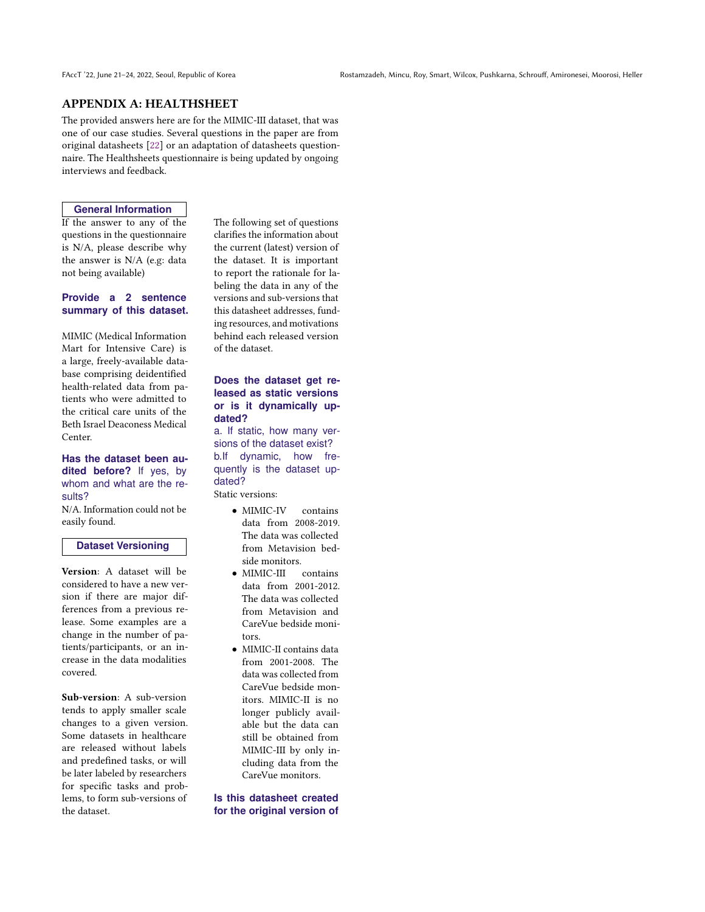# APPENDIX A: HEALTHSHEET

The provided answers here are for the MIMIC-III dataset, that was one of our case studies. Several questions in the paper are from original datasheets [22] or an adaptation of datasheets questionnaire. The Healthsheets questionnaire is being updated by ongoing interviews and feedback.

## General Information

If the answer to any of the questions in the questionnaire is N/A, please describe why the answer is N/A (e.g: data not being available)

### Provide a 2 sentence summary of this dataset.

MIMIC (Medical Information Mart for Intensive Care) is a large, freely-available database comprising deidentified health-related data from patients who were admitted to the critical care units of the Beth Israel Deaconess Medical Center.

### Has the dataset been audited before? If yes, by whom and what are the results?

N/A. Information could not be easily found.

## Dataset Versioning

**Version**: A dataset will be considered to have a new version if there are major differences from a previous release. Some examples are a change in the number of patients/participants, or an increase in the data modalities covered.

**Sub-version**: A sub-version tends to apply smaller scale changes to a given version. Some datasets in healthcare are released without labels and predefined tasks, or will be later labeled by researchers for specific tasks and problems, to form sub-versions of the dataset.

The following set of questions clarifies the information about the current (latest) version of the dataset. It is important to report the rationale for labeling the data in any of the versions and sub-versions that this datasheet addresses, funding resources, and motivations behind each released version of the dataset.

### Does the dataset get released as static versions or is it dynamically updated?

a. If static, how many versions of the dataset exist?
b. If dynamic, how frequently is the dataset updated?

Static versions:

- MIMIC-IV contains data from 2008-2019. The data was collected from Metavision bedside monitors.
- MIMIC-III contains data from 2001-2012. The data was collected from Metavision and CareVue bedside monitors.
- MIMIC-II contains data from 2001-2008. The data was collected from CareVue bedside monitors. MIMIC-II is no longer publicly available but the data can still be obtained from MIMIC-III by only including data from the CareVue monitors.

### Is this datasheet created for the original version of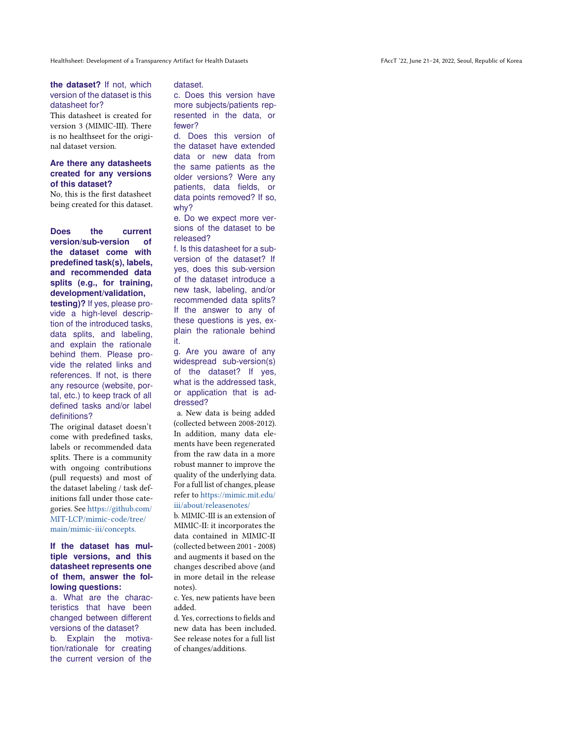**the dataset?** If not, which version of the dataset is this datasheet for?

This datasheet is created for version 3 (MIMIC-III). There is no healthseet for the original dataset version.

**Are there any datasheets created for any versions of this dataset?**

No, this is the first datasheet being created for this dataset.

**Does the current version/sub-version of the dataset come with predefined task(s), labels, and recommended data splits (e.g., for training, development/validation, testing)?** If yes, please provide a high-level description of the introduced tasks, data splits, and labeling, and explain the rationale behind them. Please provide the related links and references. If not, is there any resource (website, portal, etc.) to keep track of all defined tasks and/or label definitions?

The original dataset doesn't come with predefined tasks, labels or recommended data splits. There is a community with ongoing contributions (pull requests) and most of the dataset labeling / task definitions fall under those categories. See https://github.com/MIT-LCP/mimic-code/tree/main/mimic-iii/concepts.

**If the dataset has multiple versions, and this datasheet represents one of them, answer the following questions:**

a. What are the characteristics that have been changed between different versions of the dataset?

b. Explain the motivation/rationale for creating the current version of the dataset.

c. Does this version have more subjects/patients represented in the data, or fewer?

d. Does this version of the dataset have extended data or new data from the same patients as the older versions? Were any patients, data fields, or data points removed? If so, why?

e. Do we expect more versions of the dataset to be released?

f. Is this datasheet for a sub-version of the dataset? If yes, does this sub-version of the dataset introduce a new task, labeling, and/or recommended data splits? If the answer to any of these questions is yes, explain the rationale behind it.

g. Are you aware of any widespread sub-version(s) of the dataset? If yes, what is the addressed task, or application that is addressed?

a. New data is being added (collected between 2008-2012). In addition, many data elements have been regenerated from the raw data in a more robust manner to improve the quality of the underlying data. For a full list of changes, please refer to https://mimic.mit.edu/iii/about/releasenotes/

b. MIMIC-III is an extension of MIMIC-II: it incorporates the data contained in MIMIC-II (collected between 2001 - 2008) and augments it based on the changes described above (and in more detail in the release notes).

c. Yes, new patients have been added.

d. Yes, corrections to fields and new data has been included. See release notes for a full list of changes/additions.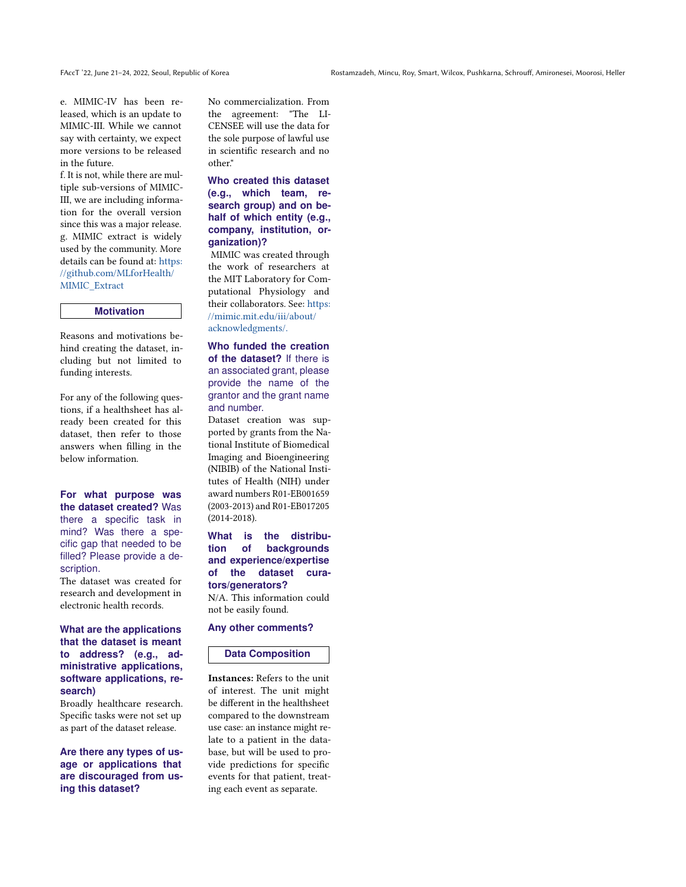e. MIMIC-IV has been released, which is an update to MIMIC-III. While we cannot say with certainty, we expect more versions to be released in the future.
f. It is not, while there are multiple sub-versions of MIMIC-III, we are including information for the overall version since this was a major release.
g. MIMIC extract is widely used by the community. More details can be found at: https://github.com/MLforHealth/MIMIC_Extract

## Motivation

Reasons and motivations behind creating the dataset, including but not limited to funding interests.

For any of the following questions, if a healthsheet has already been created for this dataset, then refer to those answers when filling in the below information.

**For what purpose was the dataset created?** Was there a specific task in mind? Was there a specific gap that needed to be filled? Please provide a description.
The dataset was created for research and development in electronic health records.

**What are the applications that the dataset is meant to address? (e.g., administrative applications, software applications, research)**
Broadly healthcare research. Specific tasks were not set up as part of the dataset release.

**Are there any types of usage or applications that are discouraged from using this dataset?**
No commercialization. From the agreement: "The LICENSEE will use the data for the sole purpose of lawful use in scientific research and no other."

**Who created this dataset (e.g., which team, research group) and on behalf of which entity (e.g., company, institution, organization)?**
MIMIC was created through the work of researchers at the MIT Laboratory for Computational Physiology and their collaborators. See: https://mimic.mit.edu/iii/about/acknowledgments/.

**Who funded the creation of the dataset?** If there is an associated grant, please provide the name of the grantor and the grant name and number.
Dataset creation was supported by grants from the National Institute of Biomedical Imaging and Bioengineering (NIBIB) of the National Institutes of Health (NIH) under award numbers R01-EB001659 (2003-2013) and R01-EB017205 (2014-2018).

**What is the distribution of backgrounds and experience/expertise of the dataset curators/generators?**
N/A. This information could not be easily found.

**Any other comments?**

## Data Composition

**Instances:** Refers to the unit of interest. The unit might be different in the healthsheet compared to the downstream use case: an instance might relate to a patient in the database, but will be used to provide predictions for specific events for that patient, treating each event as separate.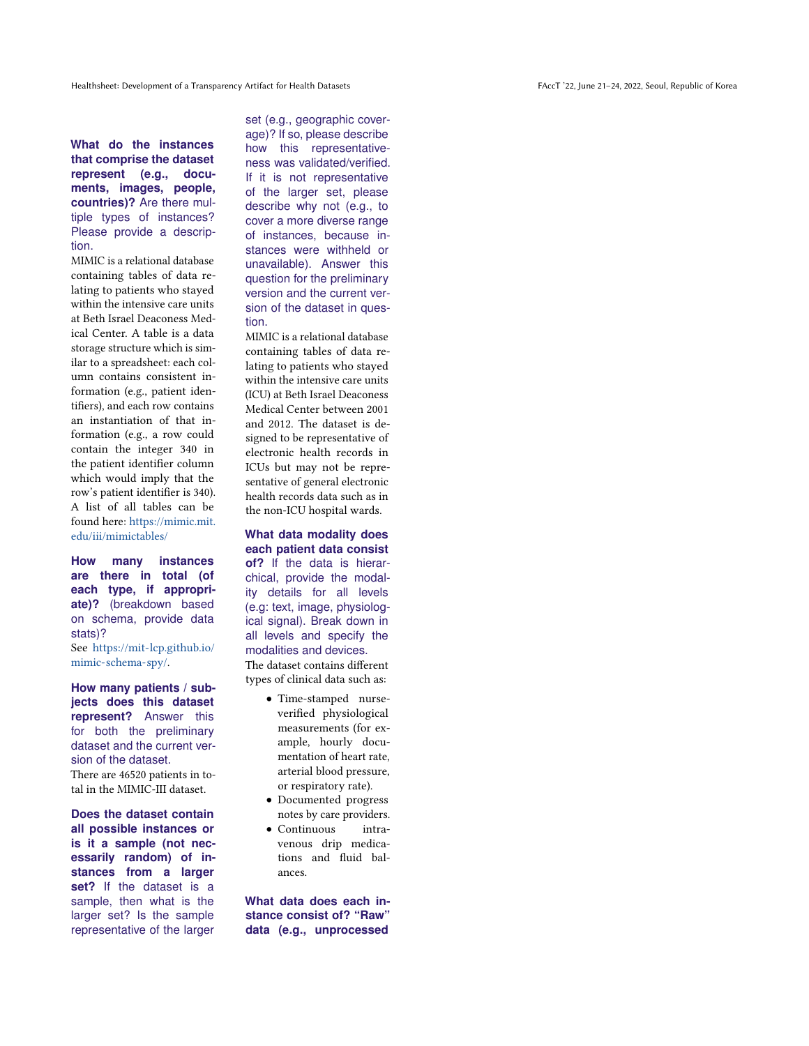**What do the instances that comprise the dataset represent (e.g., documents, images, people, countries)?** Are there multiple types of instances? Please provide a description.

MIMIC is a relational database containing tables of data relating to patients who stayed within the intensive care units at Beth Israel Deaconess Medical Center. A table is a data storage structure which is similar to a spreadsheet: each column contains consistent information (e.g., patient identifiers), and each row contains an instantiation of that information (e.g., a row could contain the integer 340 in the patient identifier column which would imply that the row's patient identifier is 340). A list of all tables can be found here: https://mimic.mit.edu/iii/mimictables/

**How many instances are there in total (of each type, if appropriate)?** (breakdown based on schema, provide data stats)?

See https://mit-lcp.github.io/mimic-schema-spy/.

**How many patients / subjects does this dataset represent?** Answer this for both the preliminary dataset and the current version of the dataset.

There are 46520 patients in total in the MIMIC-III dataset.

**Does the dataset contain all possible instances or is it a sample (not necessarily random) of instances from a larger set?** If the dataset is a sample, then what is the larger set? Is the sample representative of the larger set (e.g., geographic coverage)? If so, please describe how this representativeness was validated/verified. If it is not representative of the larger set, please describe why not (e.g., to cover a more diverse range of instances, because instances were withheld or unavailable). Answer this question for the preliminary version and the current version of the dataset in question.

MIMIC is a relational database containing tables of data relating to patients who stayed within the intensive care units (ICU) at Beth Israel Deaconess Medical Center between 2001 and 2012. The dataset is designed to be representative of electronic health records in ICUs but may not be representative of general electronic health records data such as in the non-ICU hospital wards.

**What data modality does each patient data consist of?** If the data is hierarchical, provide the modality details for all levels (e.g: text, image, physiological signal). Break down in all levels and specify the modalities and devices.

The dataset contains different types of clinical data such as:

- Time-stamped nurse-verified physiological measurements (for example, hourly documentation of heart rate, arterial blood pressure, or respiratory rate).
- Documented progress notes by care providers.
- Continuous intravenous drip medications and fluid balances.

**What data does each instance consist of? "Raw" data (e.g., unprocessed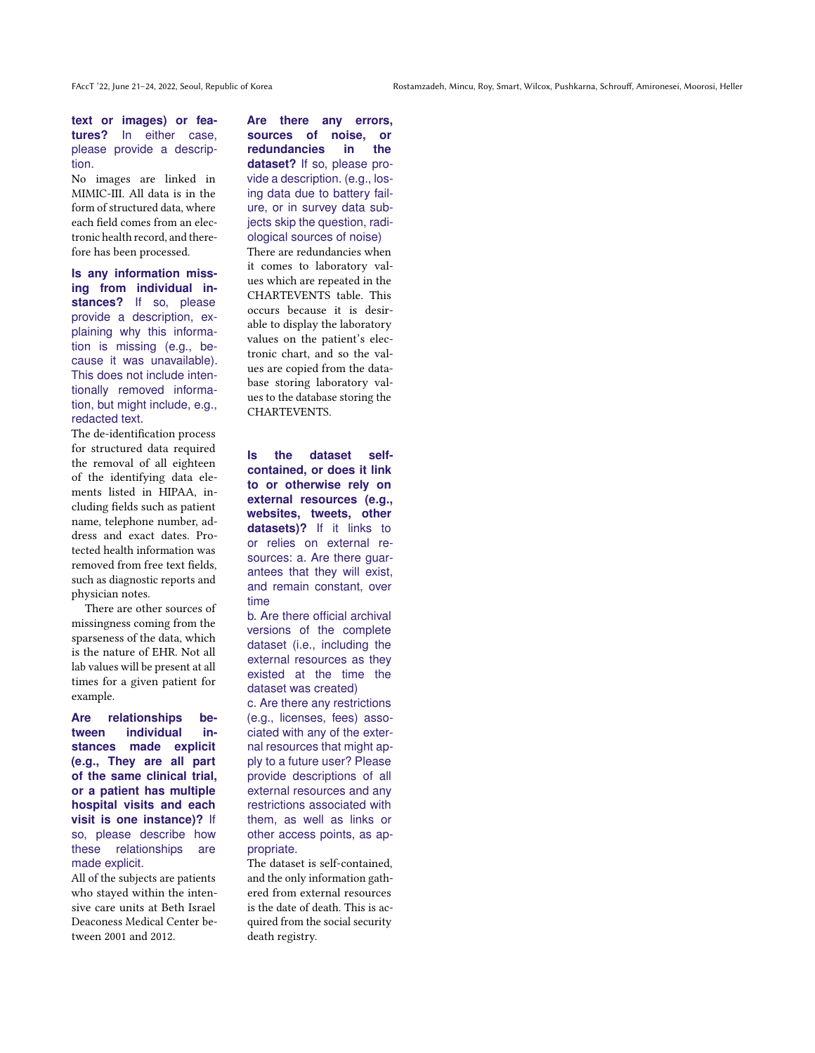**text or images) or features?** In either case, please provide a description.

No images are linked in MIMIC-III. All data is in the form of structured data, where each field comes from an electronic health record, and therefore has been processed.

**Is any information missing from individual instances?** If so, please provide a description, explaining why this information is missing (e.g., because it was unavailable). This does not include intentionally removed information, but might include, e.g., redacted text.

The de-identification process for structured data required the removal of all eighteen of the identifying data elements listed in HIPAA, including fields such as patient name, telephone number, address and exact dates. Protected health information was removed from free text fields, such as diagnostic reports and physician notes.

There are other sources of missingness coming from the sparseness of the data, which is the nature of EHR. Not all lab values will be present at all times for a given patient for example.

**Are relationships between individual instances made explicit (e.g., They are all part of the same clinical trial, or a patient has multiple hospital visits and each visit is one instance)?** If so, please describe how these relationships are made explicit.

All of the subjects are patients who stayed within the intensive care units at Beth Israel Deaconess Medical Center between 2001 and 2012.

**Are there any errors, sources of noise, or redundancies in the dataset?** If so, please provide a description. (e.g., losing data due to battery failure, or in survey data subjects skip the question, radiological sources of noise)

There are redundancies when it comes to laboratory values which are repeated in the CHARTEVENTS table. This occurs because it is desirable to display the laboratory values on the patient's electronic chart, and so the values are copied from the database storing laboratory values to the database storing the CHARTEVENTS.

**Is the dataset self-contained, or does it link to or otherwise rely on external resources (e.g., websites, tweets, other datasets)?** If it links to or relies on external resources: a. Are there guarantees that they will exist, and remain constant, over time

b. Are there official archival versions of the complete dataset (i.e., including the external resources as they existed at the time the dataset was created)

c. Are there any restrictions (e.g., licenses, fees) associated with any of the external resources that might apply to a future user? Please provide descriptions of all external resources and any restrictions associated with them, as well as links or other access points, as appropriate.

The dataset is self-contained, and the only information gathered from external resources is the date of death. This is acquired from the social security death registry.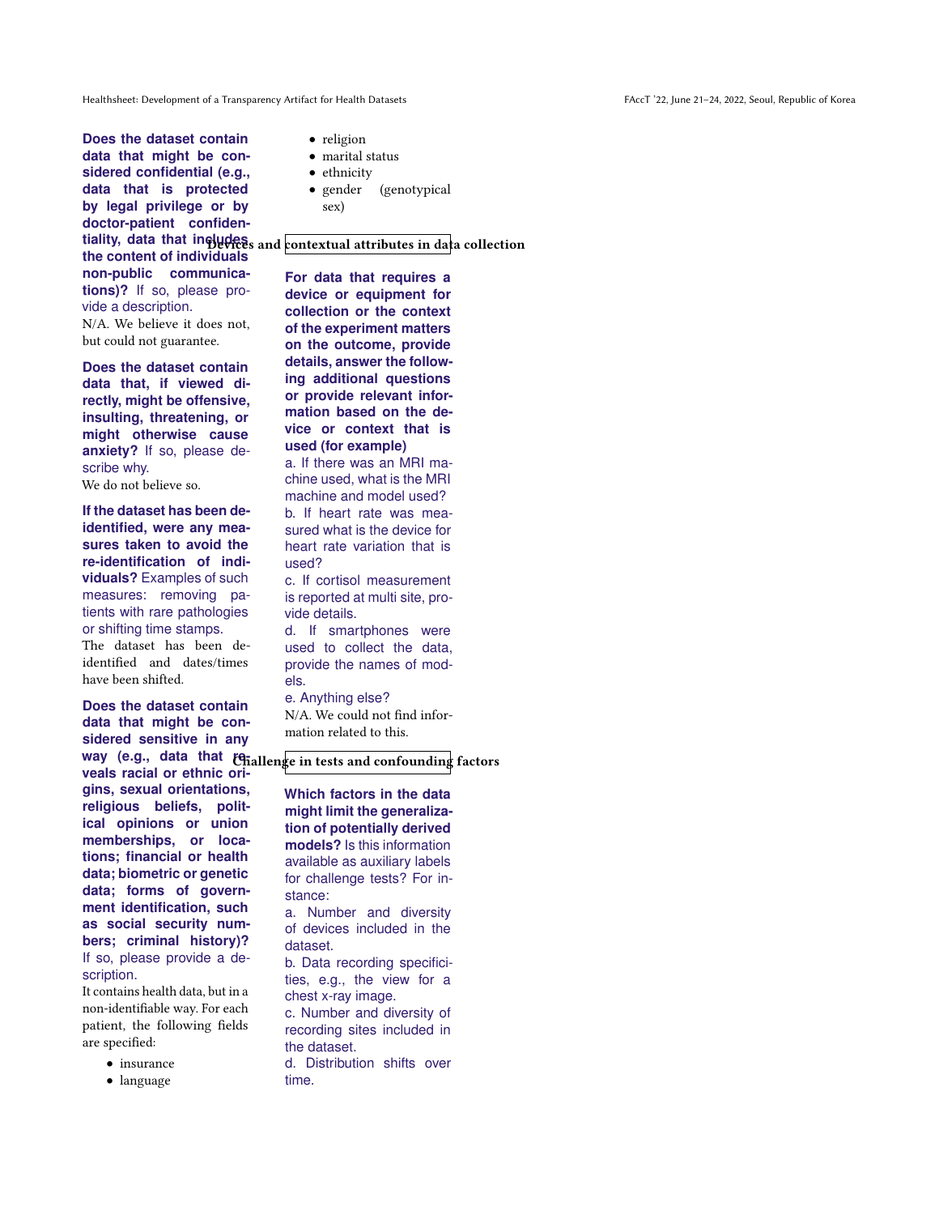**Does the dataset contain data that might be considered confidential (e.g., data that is protected by legal privilege or by doctor-patient confidentiality, data that includes the content of individuals non-public communications)?** If so, please provide a description.

N/A. We believe it does not, but could not guarantee.

**Does the dataset contain data that, if viewed directly, might be offensive, insulting, threatening, or might otherwise cause anxiety?** If so, please describe why.

We do not believe so.

**If the dataset has been de-identified, were any measures taken to avoid the re-identification of individuals?** Examples of such measures: removing patients with rare pathologies or shifting time stamps.

The dataset has been de-identified and dates/times have been shifted.

**Does the dataset contain data that might be considered sensitive in any way (e.g., data that reveals racial or ethnic origins, sexual orientations, religious beliefs, political opinions or union memberships, or locations; financial or health data; biometric or genetic data; forms of government identification, such as social security numbers; criminal history)?** If so, please provide a description.

It contains health data, but in a non-identifiable way. For each patient, the following fields are specified:

- insurance
- language
- religion
- marital status
- ethnicity
- gender (genotypical sex)

### Devices and contextual attributes in data collection

**For data that requires a device or equipment for collection or the context of the experiment matters on the outcome, provide details, answer the following additional questions or provide relevant information based on the device or context that is used (for example)**

a. If there was an MRI machine used, what is the MRI machine and model used?
b. If heart rate was measured what is the device for heart rate variation that is used?
c. If cortisol measurement is reported at multi site, provide details.
d. If smartphones were used to collect the data, provide the names of models.
e. Anything else?

N/A. We could not find information related to this.

### Challenge in tests and confounding factors

**Which factors in the data might limit the generalization of potentially derived models?** Is this information available as auxiliary labels for challenge tests? For instance:

a. Number and diversity of devices included in the dataset.
b. Data recording specificities, e.g., the view for a chest x-ray image.
c. Number and diversity of recording sites included in the dataset.
d. Distribution shifts over time.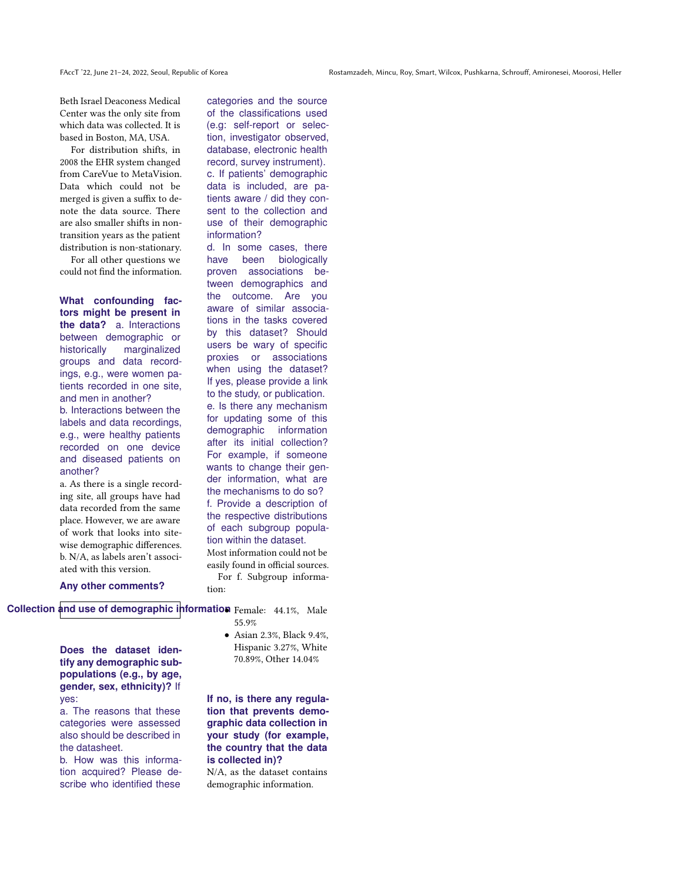Beth Israel Deaconess Medical Center was the only site from which data was collected. It is based in Boston, MA, USA.

For distribution shifts, in 2008 the EHR system changed from CareVue to MetaVision. Data which could not be merged is given a suffix to denote the data source. There are also smaller shifts in non-transition years as the patient distribution is non-stationary.

For all other questions we could not find the information.

**What confounding factors might be present in the data?** a. Interactions between demographic or historically marginalized groups and data recordings, e.g., were women patients recorded in one site, and men in another?
b. Interactions between the labels and data recordings, e.g., were healthy patients recorded on one device and diseased patients on another?

a. As there is a single recording site, all groups have had data recorded from the same place. However, we are aware of work that looks into site-wise demographic differences.
b. N/A, as labels aren't associated with this version.

**Any other comments?**

## Collection and use of demographic information

**Does the dataset identify any demographic sub-populations (e.g., by age, gender, sex, ethnicity)?** If yes:
a. The reasons that these categories were assessed also should be described in the datasheet.
b. How was this information acquired? Please describe who identified these categories and the source of the classifications used (e.g: self-report or selection, investigator observed, database, electronic health record, survey instrument).
c. If patients' demographic data is included, are patients aware / did they consent to the collection and use of their demographic information?
d. In some cases, there have been biologically proven associations between demographics and the outcome. Are you aware of similar associations in the tasks covered by this dataset? Should users be wary of specific proxies or associations when using the dataset? If yes, please provide a link to the study, or publication.
e. Is there any mechanism for updating some of this demographic information after its initial collection? For example, if someone wants to change their gender information, what are the mechanisms to do so?
f. Provide a description of the respective distributions of each subgroup population within the dataset.

Most information could not be easily found in official sources.

For f. Subgroup information:

- Female: 44.1%, Male 55.9%
- Asian 2.3%, Black 9.4%, Hispanic 3.27%, White 70.89%, Other 14.04%

**If no, is there any regulation that prevents demographic data collection in your study (for example, the country that the data is collected in)?**

N/A, as the dataset contains demographic information.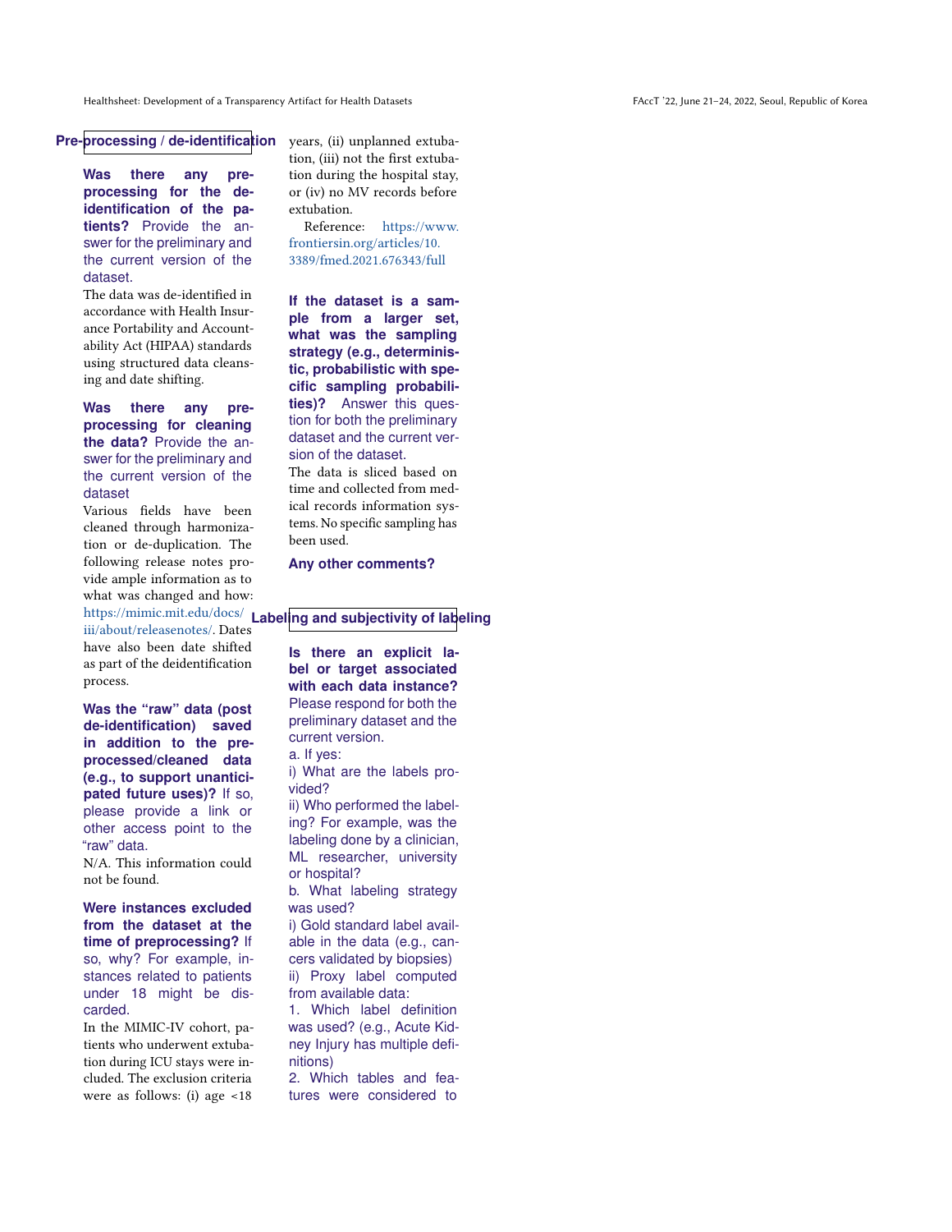## Pre-processing / de-identification

**Was there any pre-processing for the de-identification of the patients?** Provide the answer for the preliminary and the current version of the dataset.

The data was de-identified in accordance with Health Insurance Portability and Accountability Act (HIPAA) standards using structured data cleansing and date shifting.

**Was there any pre-processing for cleaning the data?** Provide the answer for the preliminary and the current version of the dataset

Various fields have been cleaned through harmonization or de-duplication. The following release notes provide ample information as to what was changed and how: https://mimic.mit.edu/docs/iii/about/releasenotes/. Dates have also been date shifted as part of the deidentification process.

**Was the "raw" data (post de-identification) saved in addition to the pre-processed/cleaned data (e.g., to support unanticipated future uses)?** If so, please provide a link or other access point to the "raw" data.

N/A. This information could not be found.

**Were instances excluded from the dataset at the time of preprocessing?** If so, why? For example, instances related to patients under 18 might be discarded.

In the MIMIC-IV cohort, patients who underwent extubation during ICU stays were included. The exclusion criteria were as follows: (i) age <18 years, (ii) unplanned extubation, (iii) not the first extubation during the hospital stay, or (iv) no MV records before extubation.

Reference: https://www.frontiersin.org/articles/10.3389/fmed.2021.676343/full

**If the dataset is a sample from a larger set, what was the sampling strategy (e.g., deterministic, probabilistic with specific sampling probabilities)?** Answer this question for both the preliminary dataset and the current version of the dataset.

The data is sliced based on time and collected from medical records information systems. No specific sampling has been used.

**Any other comments?**

## Labeling and subjectivity of labeling

**Is there an explicit label or target associated with each data instance?** Please respond for both the preliminary dataset and the current version.

a. If yes:

i) What are the labels provided?

ii) Who performed the labeling? For example, was the labeling done by a clinician, ML researcher, university or hospital?

b. What labeling strategy was used?

i) Gold standard label available in the data (e.g., cancers validated by biopsies)

ii) Proxy label computed from available data:

1. Which label definition was used? (e.g., Acute Kidney Injury has multiple definitions)

2. Which tables and features were considered to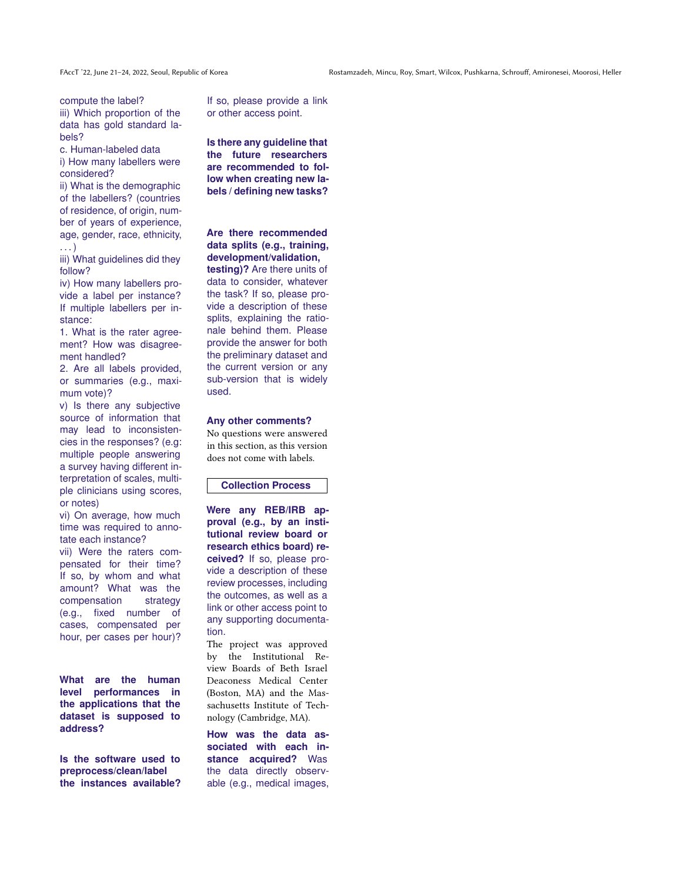compute the label?

iii) Which proportion of the data has gold standard labels?

c. Human-labeled data

i) How many labellers were considered?

ii) What is the demographic of the labellers? (countries of residence, of origin, number of years of experience, age, gender, race, ethnicity, . . . )

iii) What guidelines did they follow?

iv) How many labellers provide a label per instance? If multiple labellers per instance:

1. What is the rater agreement? How was disagreement handled?

2. Are all labels provided, or summaries (e.g., maximum vote)?

v) Is there any subjective source of information that may lead to inconsistencies in the responses? (e.g: multiple people answering a survey having different interpretation of scales, multiple clinicians using scores, or notes)

vi) On average, how much time was required to annotate each instance?

vii) Were the raters compensated for their time? If so, by whom and what amount? What was the compensation strategy (e.g., fixed number of cases, compensated per hour, per cases per hour)?

**What are the human level performances in the applications that the dataset is supposed to address?**

**Is the software used to preprocess/clean/label the instances available?** If so, please provide a link or other access point.

**Is there any guideline that the future researchers are recommended to follow when creating new labels / defining new tasks?**

**Are there recommended data splits (e.g., training, development/validation, testing)?** Are there units of data to consider, whatever the task? If so, please provide a description of these splits, explaining the rationale behind them. Please provide the answer for both the preliminary dataset and the current version or any sub-version that is widely used.

**Any other comments?**

No questions were answered in this section, as this version does not come with labels.

## Collection Process

**Were any REB/IRB approval (e.g., by an institutional review board or research ethics board) received?** If so, please provide a description of these review processes, including the outcomes, as well as a link or other access point to any supporting documentation.

The project was approved by the Institutional Review Boards of Beth Israel Deaconess Medical Center (Boston, MA) and the Massachusetts Institute of Technology (Cambridge, MA).

**How was the data associated with each instance acquired?** Was the data directly observable (e.g., medical images,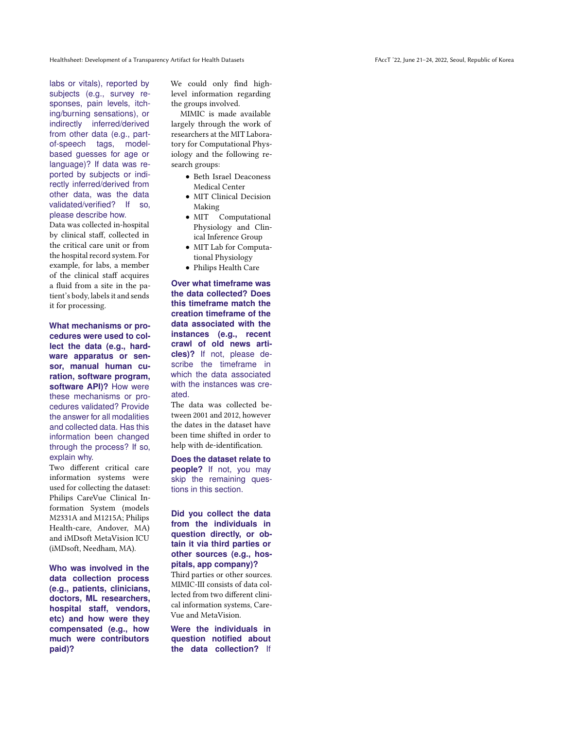labs or vitals), reported by subjects (e.g., survey responses, pain levels, itching/burning sensations), or indirectly inferred/derived from other data (e.g., part-of-speech tags, model-based guesses for age or language)? If data was reported by subjects or indirectly inferred/derived from other data, was the data validated/verified? If so, please describe how.

Data was collected in-hospital by clinical staff, collected in the critical care unit or from the hospital record system. For example, for labs, a member of the clinical staff acquires a fluid from a site in the patient's body, labels it and sends it for processing.

**What mechanisms or procedures were used to collect the data (e.g., hardware apparatus or sensor, manual human curation, software program, software API)?** How were these mechanisms or procedures validated? Provide the answer for all modalities and collected data. Has this information been changed through the process? If so, explain why.

Two different critical care information systems were used for collecting the dataset: Philips CareVue Clinical Information System (models M2331A and M1215A; Philips Health-care, Andover, MA) and iMDsoft MetaVision ICU (iMDsoft, Needham, MA).

**Who was involved in the data collection process (e.g., patients, clinicians, doctors, ML researchers, hospital staff, vendors, etc) and how were they compensated (e.g., how much were contributors paid)?**

We could only find high-level information regarding the groups involved.

MIMIC is made available largely through the work of researchers at the MIT Laboratory for Computational Physiology and the following research groups:

- Beth Israel Deaconess Medical Center
- MIT Clinical Decision Making
- MIT Computational Physiology and Clinical Inference Group
- MIT Lab for Computational Physiology
- Philips Health Care

**Over what timeframe was the data collected? Does this timeframe match the creation timeframe of the data associated with the instances (e.g., recent crawl of old news articles)?** If not, please describe the timeframe in which the data associated with the instances was created.

The data was collected between 2001 and 2012, however the dates in the dataset have been time shifted in order to help with de-identification.

**Does the dataset relate to people?** If not, you may skip the remaining questions in this section.

**Did you collect the data from the individuals in question directly, or obtain it via third parties or other sources (e.g., hospitals, app company)?**

Third parties or other sources. MIMIC-III consists of data collected from two different clinical information systems, CareVue and MetaVision.

**Were the individuals in question notified about the data collection?** If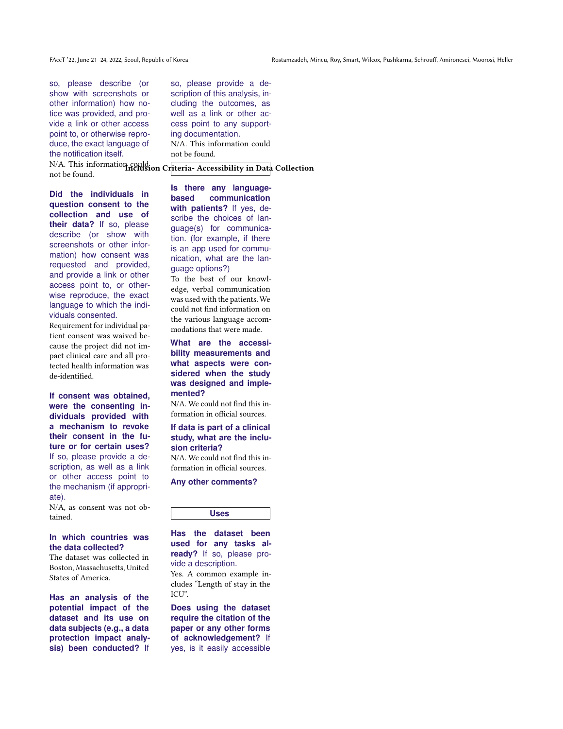so, please describe (or show with screenshots or other information) how notice was provided, and provide a link or other access point to, or otherwise reproduce, the exact language of the notification itself.

N/A. This information could not be found.

**Did the individuals in question consent to the collection and use of their data?** If so, please describe (or show with screenshots or other information) how consent was requested and provided, and provide a link or other access point to, or otherwise reproduce, the exact language to which the individuals consented.

Requirement for individual patient consent was waived because the project did not impact clinical care and all protected health information was de-identified.

**If consent was obtained, were the consenting individuals provided with a mechanism to revoke their consent in the future or for certain uses?** If so, please provide a description, as well as a link or other access point to the mechanism (if appropriate).

N/A, as consent was not obtained.

**In which countries was the data collected?**

The dataset was collected in Boston, Massachusetts, United States of America.

**Has an analysis of the potential impact of the dataset and its use on data subjects (e.g., a data protection impact analysis) been conducted?** If so, please provide a description of this analysis, including the outcomes, as well as a link or other access point to any supporting documentation.

N/A. This information could not be found.

### Inclusion Criteria- Accessibility in Data Collection

**Is there any language-based communication with patients?** If yes, describe the choices of language(s) for communication. (for example, if there is an app used for communication, what are the language options?)

To the best of our knowledge, verbal communication was used with the patients. We could not find information on the various language accommodations that were made.

**What are the accessibility measurements and what aspects were considered when the study was designed and implemented?**

N/A. We could not find this information in official sources.

**If data is part of a clinical study, what are the inclusion criteria?**

N/A. We could not find this information in official sources.

**Any other comments?**

### Uses

**Has the dataset been used for any tasks already?** If so, please provide a description.

Yes. A common example includes "Length of stay in the ICU".

**Does using the dataset require the citation of the paper or any other forms of acknowledgement?** If yes, is it easily accessible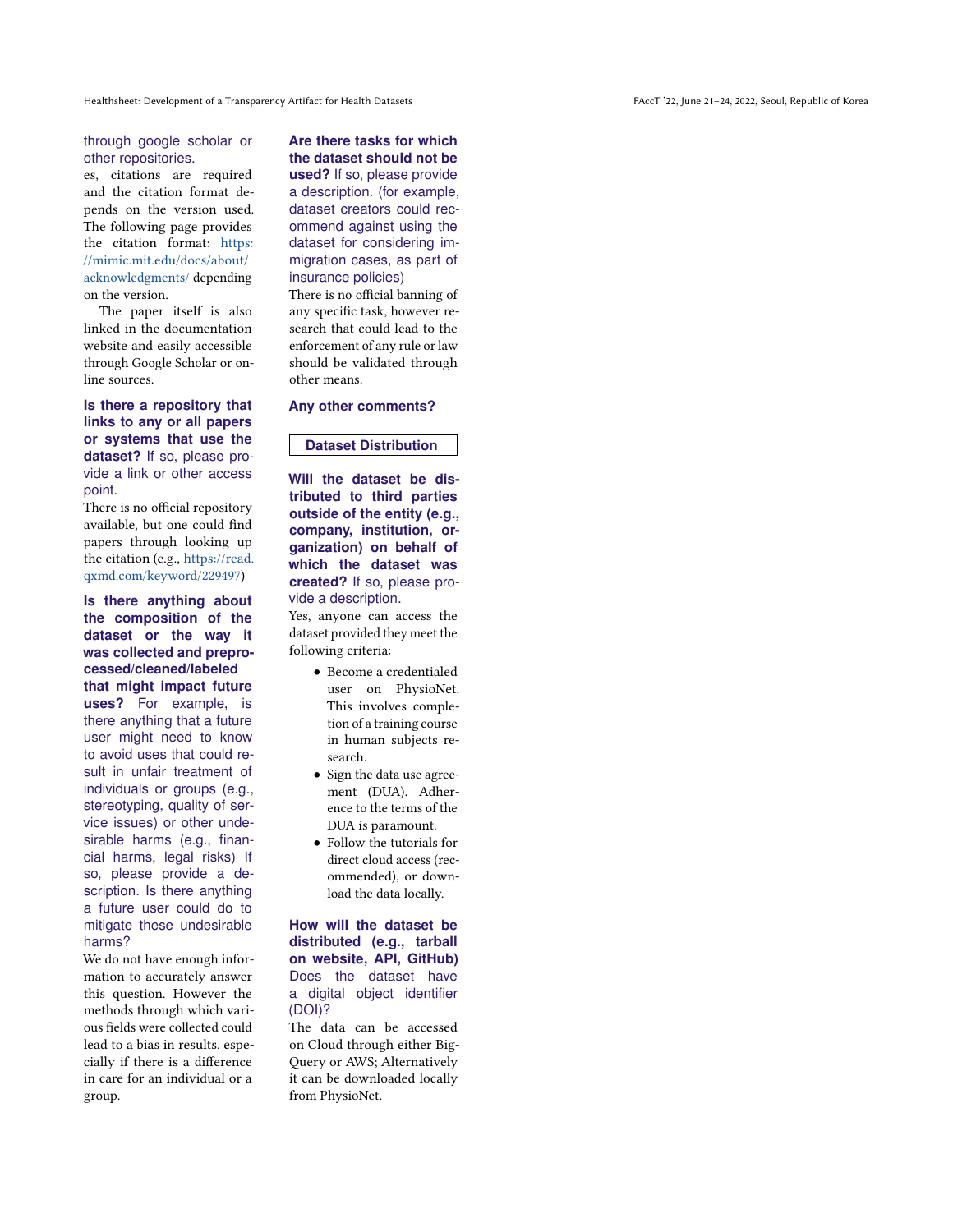through google scholar or other repositories.

es, citations are required and the citation format depends on the version used. The following page provides the citation format: https://mimic.mit.edu/docs/about/acknowledgments/ depending on the version.

The paper itself is also linked in the documentation website and easily accessible through Google Scholar or online sources.

**Is there a repository that links to any or all papers or systems that use the dataset?** If so, please provide a link or other access point.

There is no official repository available, but one could find papers through looking up the citation (e.g., https://read.qxmd.com/keyword/229497)

**Is there anything about the composition of the dataset or the way it was collected and preprocessed/cleaned/labeled that might impact future uses?** For example, is there anything that a future user might need to know to avoid uses that could result in unfair treatment of individuals or groups (e.g., stereotyping, quality of service issues) or other undesirable harms (e.g., financial harms, legal risks) If so, please provide a description. Is there anything a future user could do to mitigate these undesirable harms?

We do not have enough information to accurately answer this question. However the methods through which various fields were collected could lead to a bias in results, especially if there is a difference in care for an individual or a group.

**Are there tasks for which the dataset should not be used?** If so, please provide a description. (for example, dataset creators could recommend against using the dataset for considering immigration cases, as part of insurance policies)

There is no official banning of any specific task, however research that could lead to the enforcement of any rule or law should be validated through other means.

**Any other comments?**

## Dataset Distribution

**Will the dataset be distributed to third parties outside of the entity (e.g., company, institution, organization) on behalf of which the dataset was created?** If so, please provide a description.

Yes, anyone can access the dataset provided they meet the following criteria:

- Become a credentialed user on PhysioNet. This involves completion of a training course in human subjects research.
- Sign the data use agreement (DUA). Adherence to the terms of the DUA is paramount.
- Follow the tutorials for direct cloud access (recommended), or download the data locally.

**How will the dataset be distributed (e.g., tarball on website, API, GitHub)** Does the dataset have a digital object identifier (DOI)?

The data can be accessed on Cloud through either BigQuery or AWS; Alternatively it can be downloaded locally from PhysioNet.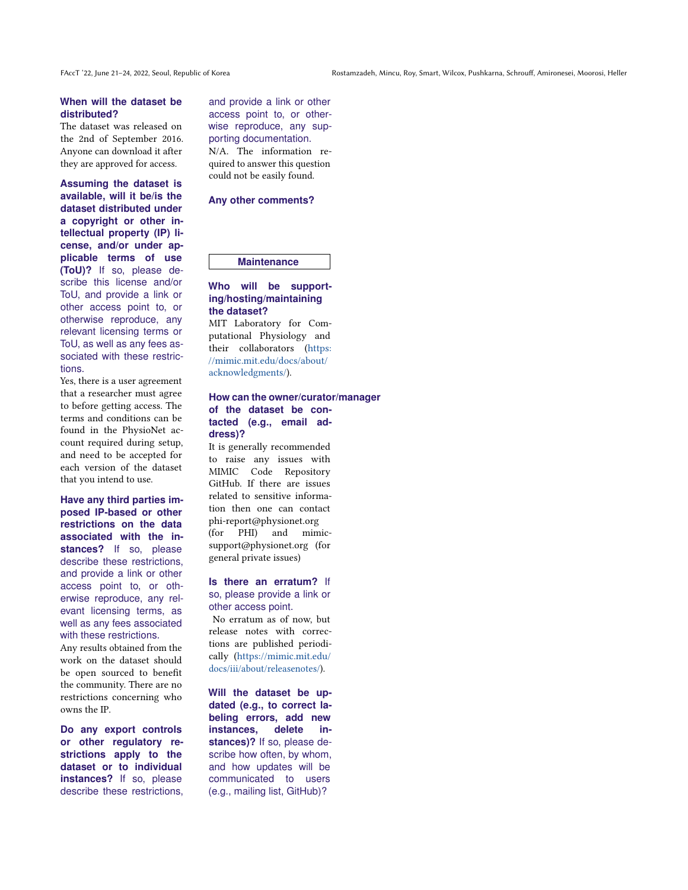**When will the dataset be distributed?**

The dataset was released on the 2nd of September 2016. Anyone can download it after they are approved for access.

**Assuming the dataset is available, will it be/is the dataset distributed under a copyright or other intellectual property (IP) license, and/or under applicable terms of use (ToU)?** If so, please describe this license and/or ToU, and provide a link or other access point to, or otherwise reproduce, any relevant licensing terms or ToU, as well as any fees associated with these restrictions.

Yes, there is a user agreement that a researcher must agree to before getting access. The terms and conditions can be found in the PhysioNet account required during setup, and need to be accepted for each version of the dataset that you intend to use.

**Have any third parties imposed IP-based or other restrictions on the data associated with the instances?** If so, please describe these restrictions, and provide a link or other access point to, or otherwise reproduce, any relevant licensing terms, as well as any fees associated with these restrictions.

Any results obtained from the work on the dataset should be open sourced to benefit the community. There are no restrictions concerning who owns the IP.

**Do any export controls or other regulatory restrictions apply to the dataset or to individual instances?** If so, please describe these restrictions, and provide a link or other access point to, or otherwise reproduce, any supporting documentation.

N/A. The information required to answer this question could not be easily found.

**Any other comments?**

## Maintenance

**Who will be supporting/hosting/maintaining the dataset?**

MIT Laboratory for Computational Physiology and their collaborators (https://mimic.mit.edu/docs/about/acknowledgments/).

**How can the owner/curator/manager of the dataset be contacted (e.g., email address)?**

It is generally recommended to raise any issues with MIMIC Code Repository GitHub. If there are issues related to sensitive information then one can contact phi-report@physionet.org (for PHI) and mimic-support@physionet.org (for general private issues)

**Is there an erratum?** If so, please provide a link or other access point.

No erratum as of now, but release notes with corrections are published periodically (https://mimic.mit.edu/docs/iii/about/releasenotes/).

**Will the dataset be updated (e.g., to correct labeling errors, add new instances, delete instances)?** If so, please describe how often, by whom, and how updates will be communicated to users (e.g., mailing list, GitHub)?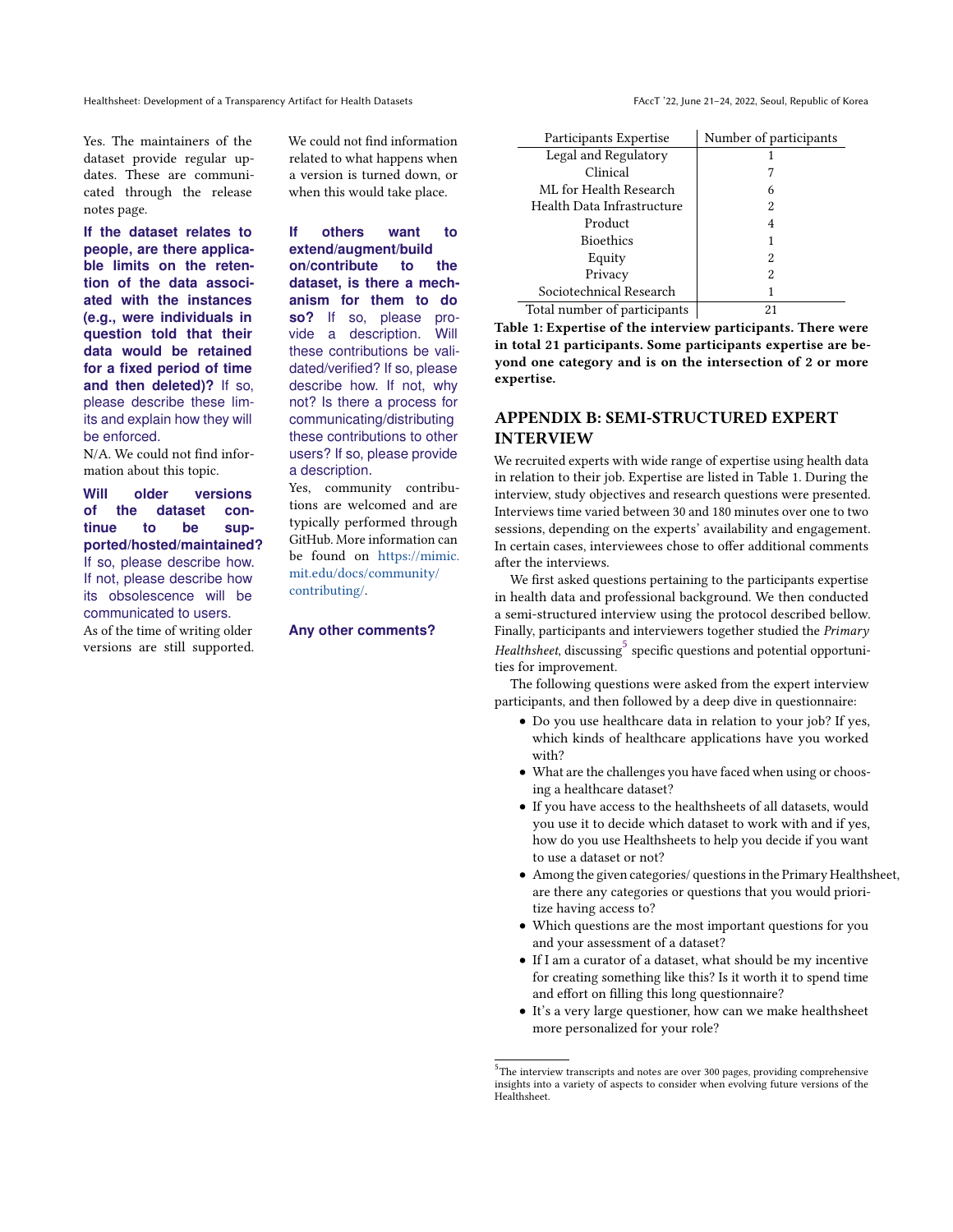Yes. The maintainers of the dataset provide regular updates. These are communicated through the release notes page.

**If the dataset relates to people, are there applicable limits on the retention of the data associated with the instances (e.g., were individuals in question told that their data would be retained for a fixed period of time and then deleted)?** If so, please describe these limits and explain how they will be enforced.

N/A. We could not find information about this topic.

**Will older versions of the dataset continue to be supported/hosted/maintained?** If so, please describe how. If not, please describe how its obsolescence will be communicated to users.

As of the time of writing older versions are still supported. We could not find information related to what happens when a version is turned down, or when this would take place.

**If others want to extend/augment/build on/contribute to the dataset, is there a mechanism for them to do so?** If so, please provide a description. Will these contributions be validated/verified? If so, please describe how. If not, why not? Is there a process for communicating/distributing these contributions to other users? If so, please provide a description.

Yes, community contributions are welcomed and are typically performed through GitHub. More information can be found on https://mimic.mit.edu/docs/community/contributing/.

**Any other comments?**

| Participants Expertise | Number of participants |
|---|---|
| Legal and Regulatory | 1 |
| Clinical | 7 |
| ML for Health Research | 6 |
| Health Data Infrastructure | 2 |
| Product | 4 |
| Bioethics | 1 |
| Equity | 2 |
| Privacy | 2 |
| Sociotechnical Research | 1 |
| Total number of participants | 21 |

**Table 1: Expertise of the interview participants. There were in total 21 participants. Some participants expertise are beyond one category and is on the intersection of 2 or more expertise.**

## APPENDIX B: SEMI-STRUCTURED EXPERT INTERVIEW

We recruited experts with wide range of expertise using health data in relation to their job. Expertise are listed in Table 1. During the interview, study objectives and research questions were presented. Interviews time varied between 30 and 180 minutes over one to two sessions, depending on the experts' availability and engagement. In certain cases, interviewees chose to offer additional comments after the interviews.

We first asked questions pertaining to the participants expertise in health data and professional background. We then conducted a semi-structured interview using the protocol described bellow. Finally, participants and interviewers together studied the *Primary Healthsheet*, discussing[5] specific questions and potential opportunities for improvement.

The following questions were asked from the expert interview participants, and then followed by a deep dive in questionnaire:

- Do you use healthcare data in relation to your job? If yes, which kinds of healthcare applications have you worked with?
- What are the challenges you have faced when using or choosing a healthcare dataset?
- If you have access to the healthsheets of all datasets, would you use it to decide which dataset to work with and if yes, how do you use Healthsheets to help you decide if you want to use a dataset or not?
- Among the given categories/ questions in the Primary Healthsheet, are there any categories or questions that you would prioritize having access to?
- Which questions are the most important questions for you and your assessment of a dataset?
- If I am a curator of a dataset, what should be my incentive for creating something like this? Is it worth it to spend time and effort on filling this long questionnaire?
- It's a very large questioner, how can we make healthsheet more personalized for your role?

[5] The interview transcripts and notes are over 300 pages, providing comprehensive insights into a variety of aspects to consider when evolving future versions of the Healthsheet.